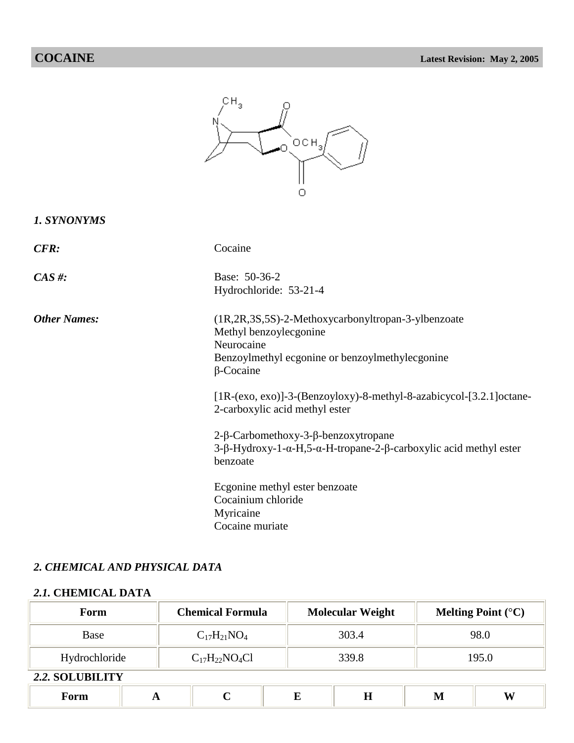# COCAINE

**Latest Revision: May 2, 2005**

### *1. SYNONYMS*

***CFR:*** Cocaine

***CAS #:*** Base: 50-36-2
Hydrochloride: 53-21-4

***Other Names:***
(1R,2R,3S,5S)-2-Methoxycarbonyltropan-3-ylbenzoate
Methyl benzoylecgonine
Neurocaine
Benzoylmethyl ecgonine or benzoylmethylecgonine
β-Cocaine

[1R-(exo, exo)]-3-(Benzoyloxy)-8-methyl-8-azabicycol-[3.2.1]octane-2-carboxylic acid methyl ester

2-β-Carbomethoxy-3-β-benzoxytropane
3-β-Hydroxy-1-α-H,5-α-H-tropane-2-β-carboxylic acid methyl ester benzoate

Ecgonine methyl ester benzoate
Cocainium chloride
Myricaine
Cocaine muriate

### *2. CHEMICAL AND PHYSICAL DATA*

#### *2.1.* CHEMICAL DATA

| Form | Chemical Formula | Molecular Weight | Melting Point (°C) |
|---|---|---|---|
| Base | $C_{17}H_{21}NO_4$ | 303.4 | 98.0 |
| Hydrochloride | $C_{17}H_{22}NO_4Cl$ | 339.8 | 195.0 |

#### *2.2.* SOLUBILITY

| Form | A | C | E | H | M | W |
|---|---|---|---|---|---|---|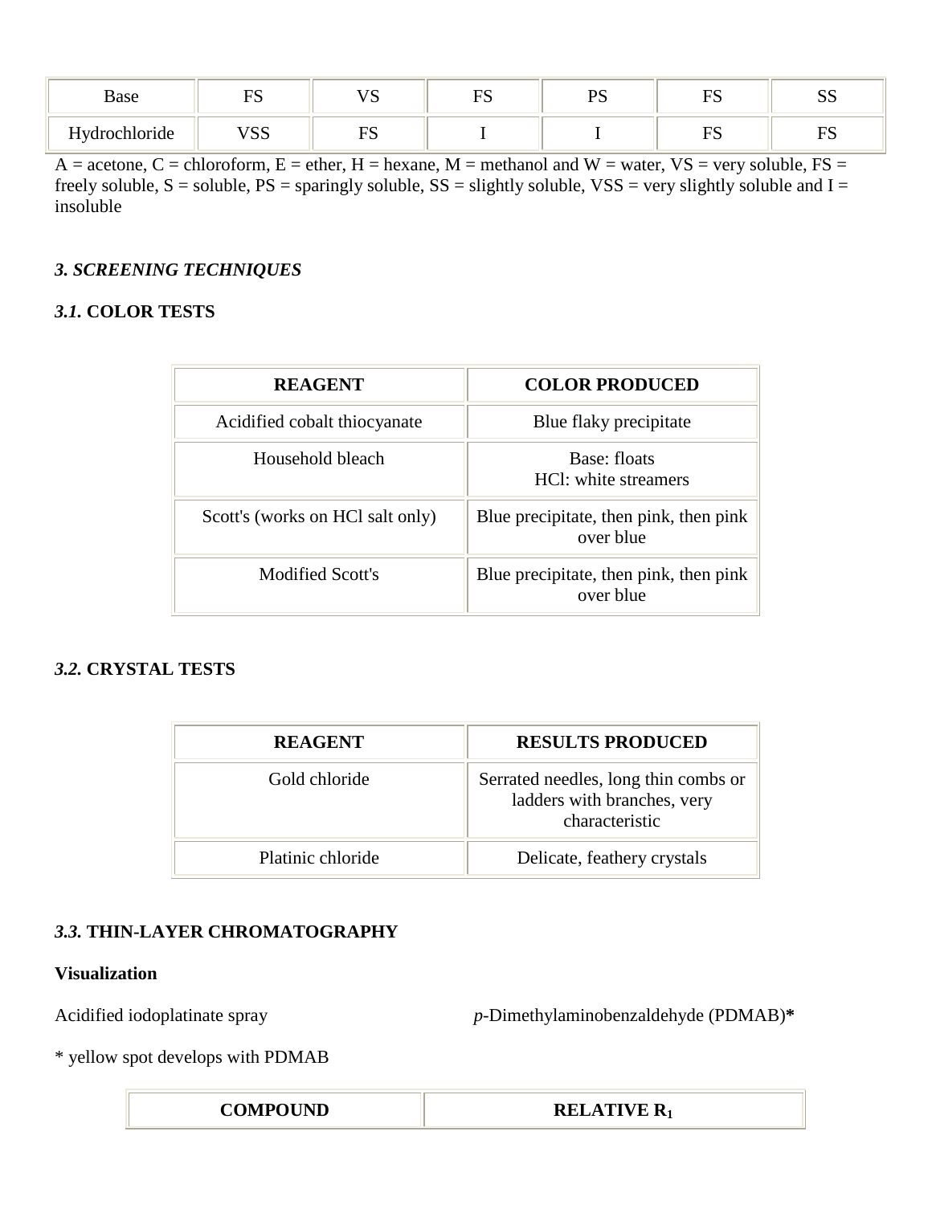| Base | FS | VS | FS | PS | FS | SS |
|---|---|---|---|---|---|---|
| Hydrochloride | VSS | FS | I | I | FS | FS |

A = acetone, C = chloroform, E = ether, H = hexane, M = methanol and W = water, VS = very soluble, FS = freely soluble, S = soluble, PS = sparingly soluble, SS = slightly soluble, VSS = very slightly soluble and I = insoluble

## *3. SCREENING TECHNIQUES*

### *3.1.* COLOR TESTS

| REAGENT | COLOR PRODUCED |
|---|---|
| Acidified cobalt thiocyanate | Blue flaky precipitate |
| Household bleach | Base: floats<br>HCl: white streamers |
| Scott's (works on HCl salt only) | Blue precipitate, then pink, then pink over blue |
| Modified Scott's | Blue precipitate, then pink, then pink over blue |

### *3.2.* CRYSTAL TESTS

| REAGENT | RESULTS PRODUCED |
|---|---|
| Gold chloride | Serrated needles, long thin combs or ladders with branches, very characteristic |
| Platinic chloride | Delicate, feathery crystals |

### *3.3.* THIN-LAYER CHROMATOGRAPHY

**Visualization**

Acidified iodoplatinate spray

*p*-Dimethylaminobenzaldehyde (PDMAB)**\***

\* yellow spot develops with PDMAB

| COMPOUND | RELATIVE $R_1$ |
|---|---|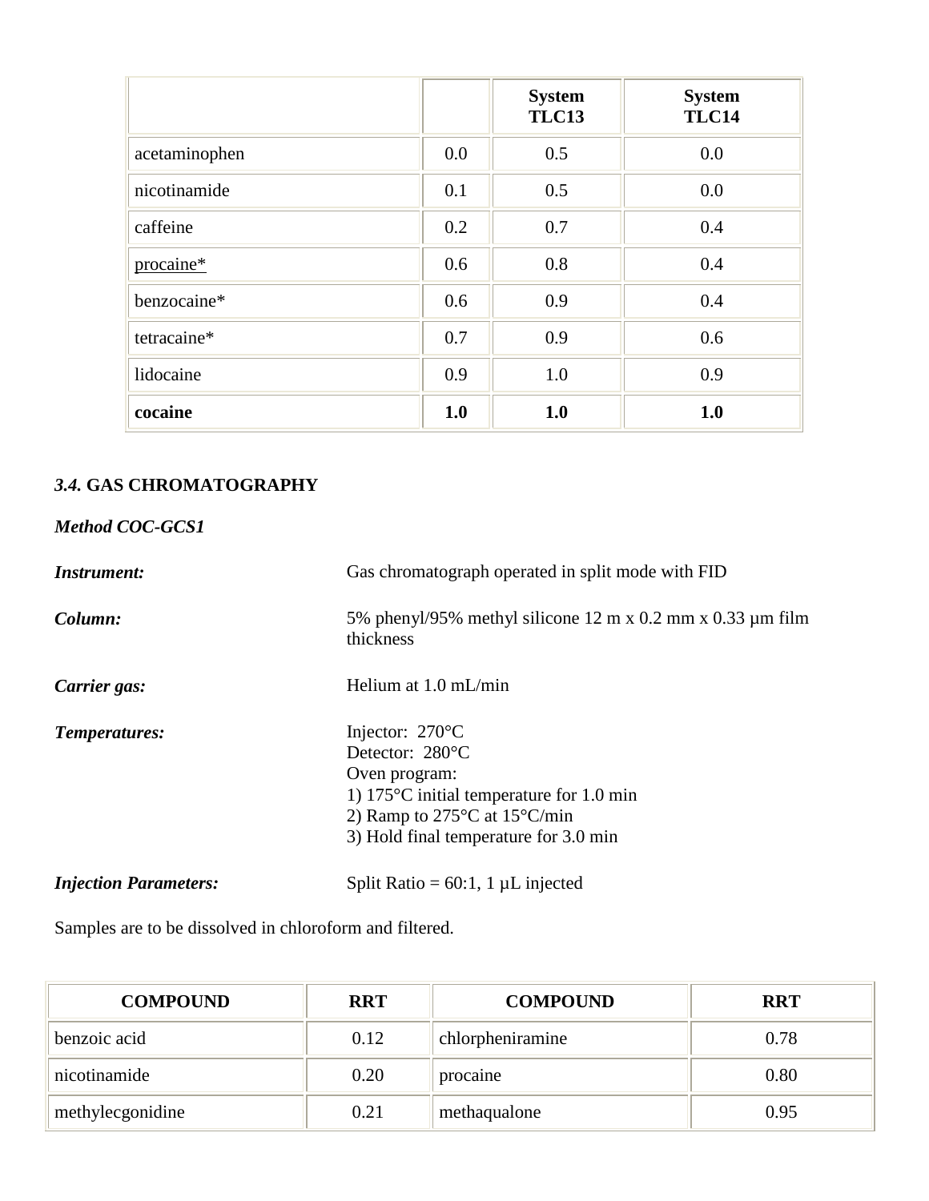| | | System TLC13 | System TLC14 |
|---|---|---|---|
| acetaminophen | 0.0 | 0.5 | 0.0 |
| nicotinamide | 0.1 | 0.5 | 0.0 |
| caffeine | 0.2 | 0.7 | 0.4 |
| procaine* | 0.6 | 0.8 | 0.4 |
| benzocaine* | 0.6 | 0.9 | 0.4 |
| tetracaine* | 0.7 | 0.9 | 0.6 |
| lidocaine | 0.9 | 1.0 | 0.9 |
| **cocaine** | **1.0** | **1.0** | **1.0** |

### *3.4.* GAS CHROMATOGRAPHY

***Method COC-GCS1***

| | |
|---|---|
| ***Instrument:*** | Gas chromatograph operated in split mode with FID |
| ***Column:*** | 5% phenyl/95% methyl silicone 12 m x 0.2 mm x 0.33 µm film thickness |
| ***Carrier gas:*** | Helium at 1.0 mL/min |
| ***Temperatures:*** | Injector: 270°C<br>Detector: 280°C<br>Oven program:<br>1) 175°C initial temperature for 1.0 min<br>2) Ramp to 275°C at 15°C/min<br>3) Hold final temperature for 3.0 min |
| ***Injection Parameters:*** | Split Ratio = 60:1, 1 µL injected |

Samples are to be dissolved in chloroform and filtered.

| COMPOUND | RRT | COMPOUND | RRT |
|---|---|---|---|
| benzoic acid | 0.12 | chlorpheniramine | 0.78 |
| nicotinamide | 0.20 | procaine | 0.80 |
| methylecgonidine | 0.21 | methaqualone | 0.95 |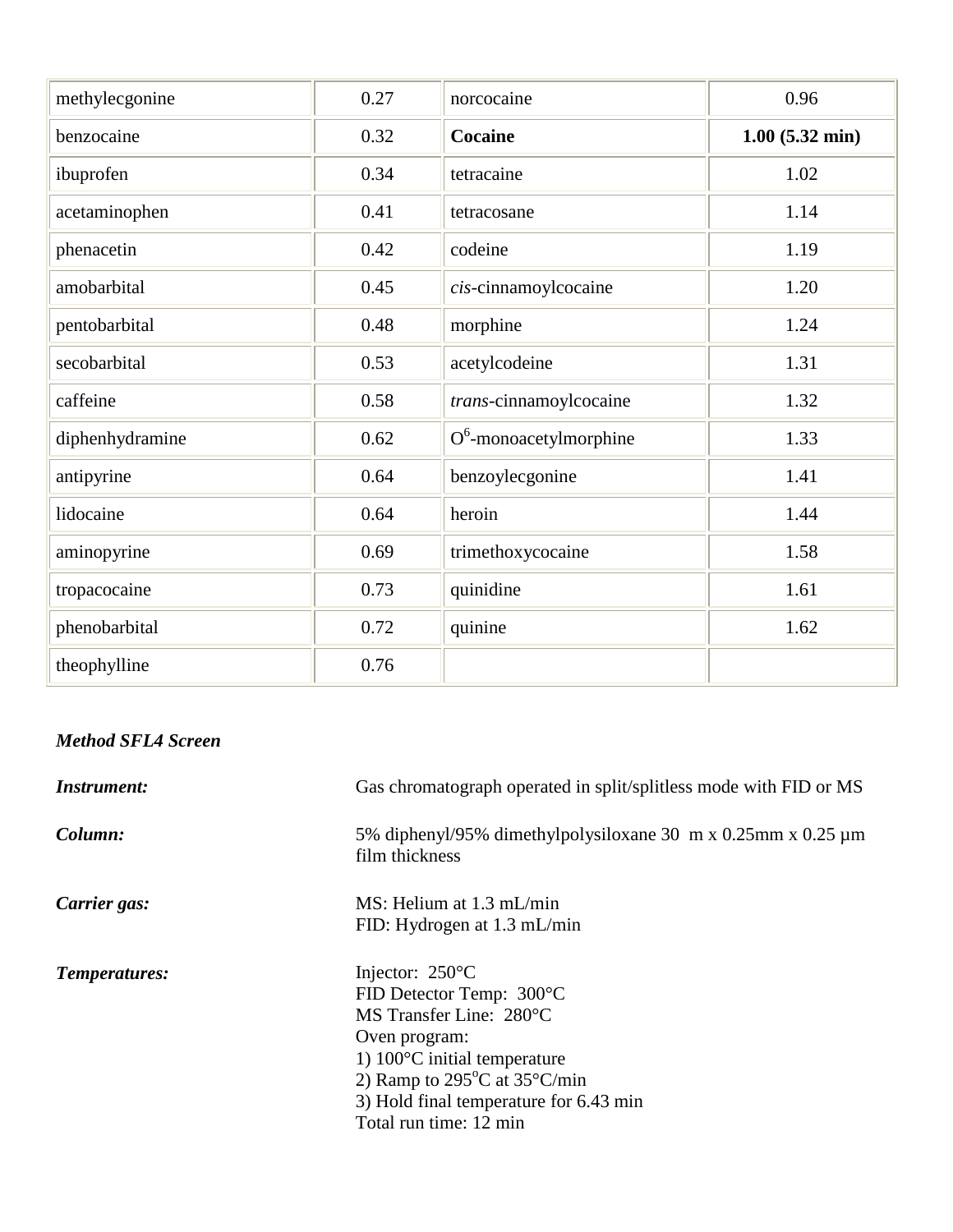| methylecgonine | 0.27 | norcocaine | 0.96 |
|---|---|---|---|
| benzocaine | 0.32 | **Cocaine** | **1.00 (5.32 min)** |
| ibuprofen | 0.34 | tetracaine | 1.02 |
| acetaminophen | 0.41 | tetracosane | 1.14 |
| phenacetin | 0.42 | codeine | 1.19 |
| amobarbital | 0.45 | *cis*-cinnamoylcocaine | 1.20 |
| pentobarbital | 0.48 | morphine | 1.24 |
| secobarbital | 0.53 | acetylcodeine | 1.31 |
| caffeine | 0.58 | *trans*-cinnamoylcocaine | 1.32 |
| diphenhydramine | 0.62 | $O^6$-monoacetylmorphine | 1.33 |
| antipyrine | 0.64 | benzoylecgonine | 1.41 |
| lidocaine | 0.64 | heroin | 1.44 |
| aminopyrine | 0.69 | trimethoxycocaine | 1.58 |
| tropacocaine | 0.73 | quinidine | 1.61 |
| phenobarbital | 0.72 | quinine | 1.62 |
| theophylline | 0.76 | | |

***Method SFL4 Screen***

***Instrument:*** Gas chromatograph operated in split/splitless mode with FID or MS

***Column:*** 5% diphenyl/95% dimethylpolysiloxane 30 m x 0.25mm x 0.25 µm film thickness

***Carrier gas:***
MS: Helium at 1.3 mL/min
FID: Hydrogen at 1.3 mL/min

***Temperatures:***
Injector: 250°C
FID Detector Temp: 300°C
MS Transfer Line: 280°C
Oven program:
1) 100°C initial temperature
2) Ramp to 295°C at 35°C/min
3) Hold final temperature for 6.43 min
Total run time: 12 min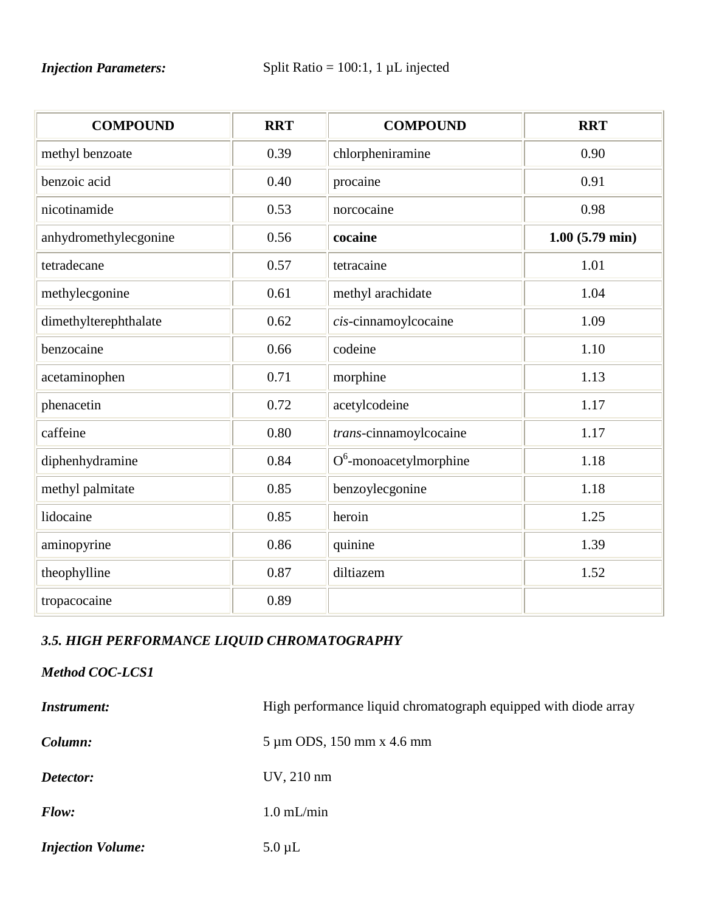***Injection Parameters:*** Split Ratio = 100:1, 1 µL injected

| COMPOUND | RRT | COMPOUND | RRT |
|---|---|---|---|
| methyl benzoate | 0.39 | chlorpheniramine | 0.90 |
| benzoic acid | 0.40 | procaine | 0.91 |
| nicotinamide | 0.53 | norcocaine | 0.98 |
| anhydromethylecgonine | 0.56 | **cocaine** | **1.00 (5.79 min)** |
| tetradecane | 0.57 | tetracaine | 1.01 |
| methylecgonine | 0.61 | methyl arachidate | 1.04 |
| dimethylterephthalate | 0.62 | *cis*-cinnamoylcocaine | 1.09 |
| benzocaine | 0.66 | codeine | 1.10 |
| acetaminophen | 0.71 | morphine | 1.13 |
| phenacetin | 0.72 | acetylcodeine | 1.17 |
| caffeine | 0.80 | *trans*-cinnamoylcocaine | 1.17 |
| diphenhydramine | 0.84 | $O^6$-monoacetylmorphine | 1.18 |
| methyl palmitate | 0.85 | benzoylecgonine | 1.18 |
| lidocaine | 0.85 | heroin | 1.25 |
| aminopyrine | 0.86 | quinine | 1.39 |
| theophylline | 0.87 | diltiazem | 1.52 |
| tropacocaine | 0.89 | | |

### *3.5. HIGH PERFORMANCE LIQUID CHROMATOGRAPHY*

***Method COC-LCS1***

***Instrument:*** High performance liquid chromatograph equipped with diode array

***Column:*** 5 µm ODS, 150 mm x 4.6 mm

***Detector:*** UV, 210 nm

***Flow:*** 1.0 mL/min

***Injection Volume:*** 5.0 µL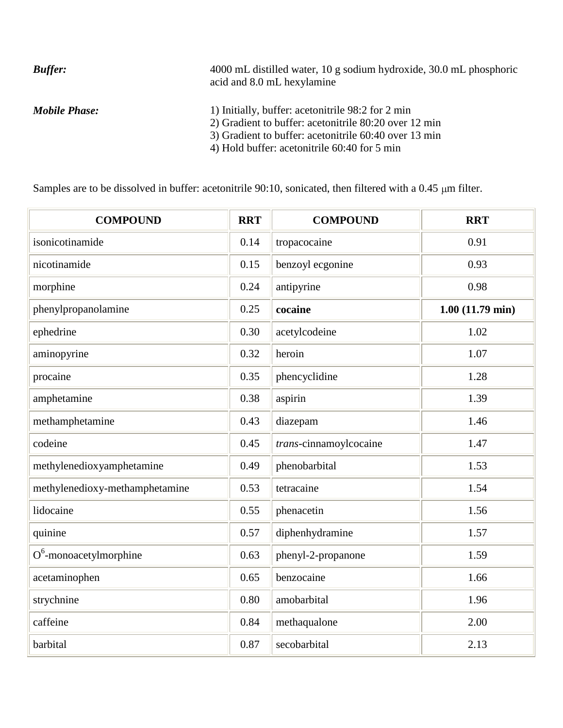***Buffer:*** 4000 mL distilled water, 10 g sodium hydroxide, 30.0 mL phosphoric acid and 8.0 mL hexylamine

***Mobile Phase:***

1) Initially, buffer: acetonitrile 98:2 for 2 min
2) Gradient to buffer: acetonitrile 80:20 over 12 min
3) Gradient to buffer: acetonitrile 60:40 over 13 min
4) Hold buffer: acetonitrile 60:40 for 5 min

Samples are to be dissolved in buffer: acetonitrile 90:10, sonicated, then filtered with a 0.45 μm filter.

| COMPOUND | RRT | COMPOUND | RRT |
|---|---|---|---|
| isonicotinamide | 0.14 | tropacocaine | 0.91 |
| nicotinamide | 0.15 | benzoyl ecgonine | 0.93 |
| morphine | 0.24 | antipyrine | 0.98 |
| phenylpropanolamine | 0.25 | **cocaine** | **1.00 (11.79 min)** |
| ephedrine | 0.30 | acetylcodeine | 1.02 |
| aminopyrine | 0.32 | heroin | 1.07 |
| procaine | 0.35 | phencyclidine | 1.28 |
| amphetamine | 0.38 | aspirin | 1.39 |
| methamphetamine | 0.43 | diazepam | 1.46 |
| codeine | 0.45 | *trans*-cinnamoylcocaine | 1.47 |
| methylenedioxyamphetamine | 0.49 | phenobarbital | 1.53 |
| methylenedioxy-methamphetamine | 0.53 | tetracaine | 1.54 |
| lidocaine | 0.55 | phenacetin | 1.56 |
| quinine | 0.57 | diphenhydramine | 1.57 |
| $O^6$-monoacetylmorphine | 0.63 | phenyl-2-propanone | 1.59 |
| acetaminophen | 0.65 | benzocaine | 1.66 |
| strychnine | 0.80 | amobarbital | 1.96 |
| caffeine | 0.84 | methaqualone | 2.00 |
| barbital | 0.87 | secobarbital | 2.13 |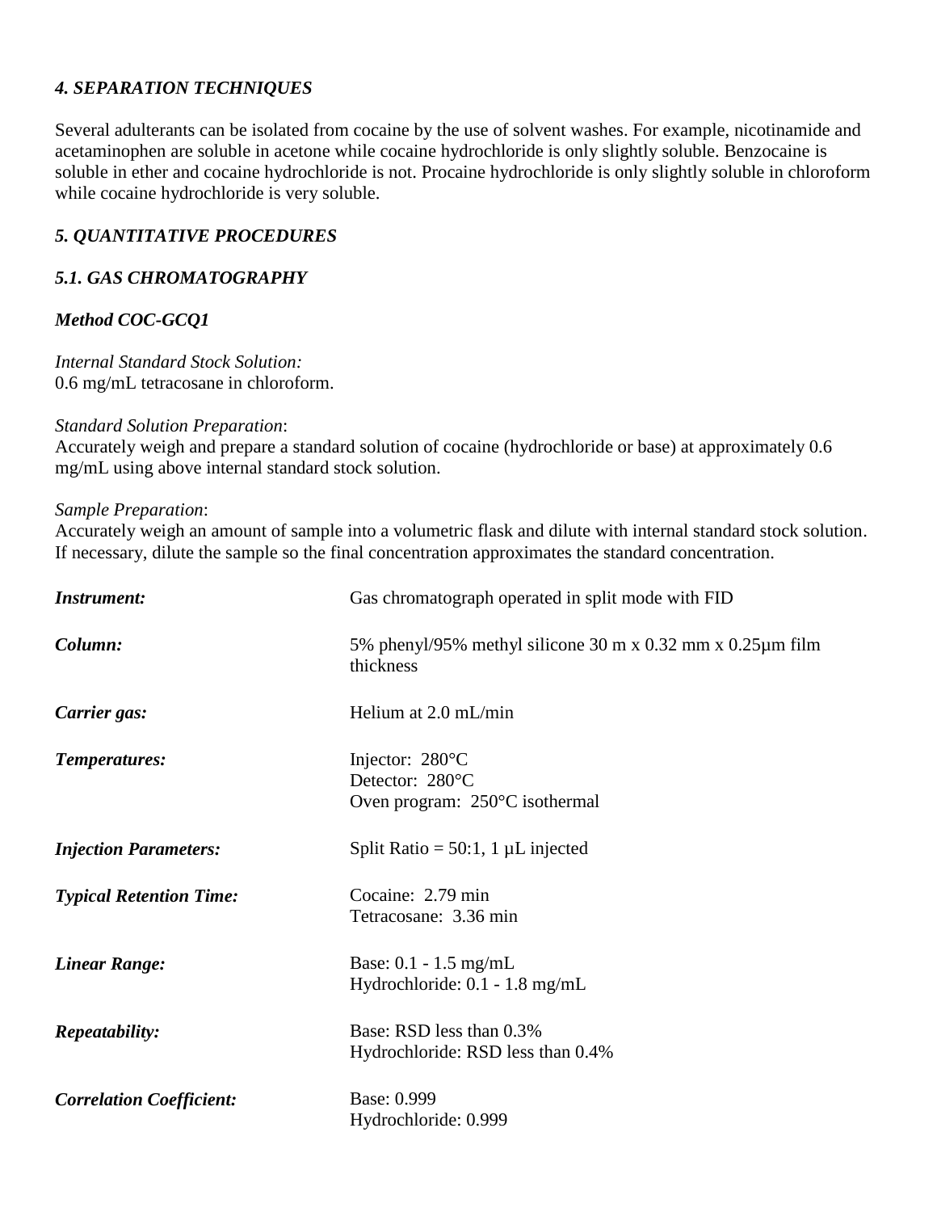### *4. SEPARATION TECHNIQUES*

Several adulterants can be isolated from cocaine by the use of solvent washes. For example, nicotinamide and acetaminophen are soluble in acetone while cocaine hydrochloride is only slightly soluble. Benzocaine is soluble in ether and cocaine hydrochloride is not. Procaine hydrochloride is only slightly soluble in chloroform while cocaine hydrochloride is very soluble.

### *5. QUANTITATIVE PROCEDURES*

#### *5.1. GAS CHROMATOGRAPHY*

***Method COC-GCQ1***

*Internal Standard Stock Solution:*
0.6 mg/mL tetracosane in chloroform.

*Standard Solution Preparation*:
Accurately weigh and prepare a standard solution of cocaine (hydrochloride or base) at approximately 0.6 mg/mL using above internal standard stock solution.

*Sample Preparation*:
Accurately weigh an amount of sample into a volumetric flask and dilute with internal standard stock solution. If necessary, dilute the sample so the final concentration approximates the standard concentration.

| | |
|---|---|
| ***Instrument:*** | Gas chromatograph operated in split mode with FID |
| ***Column:*** | 5% phenyl/95% methyl silicone 30 m x 0.32 mm x 0.25µm film thickness |
| ***Carrier gas:*** | Helium at 2.0 mL/min |
| ***Temperatures:*** | Injector: 280°C<br>Detector: 280°C<br>Oven program: 250°C isothermal |
| ***Injection Parameters:*** | Split Ratio = 50:1, 1 µL injected |
| ***Typical Retention Time:*** | Cocaine: 2.79 min<br>Tetracosane: 3.36 min |
| ***Linear Range:*** | Base: 0.1 - 1.5 mg/mL<br>Hydrochloride: 0.1 - 1.8 mg/mL |
| ***Repeatability:*** | Base: RSD less than 0.3%<br>Hydrochloride: RSD less than 0.4% |
| ***Correlation Coefficient:*** | Base: 0.999<br>Hydrochloride: 0.999 |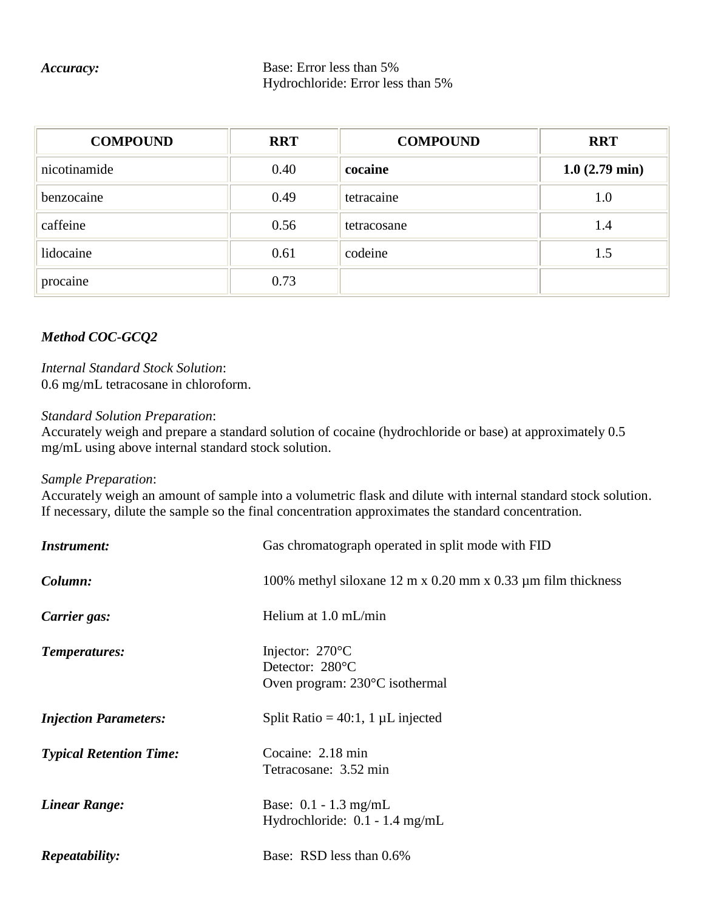***Accuracy:*** Base: Error less than 5%
Hydrochloride: Error less than 5%

| COMPOUND | RRT | COMPOUND | RRT |
|---|---|---|---|
| nicotinamide | 0.40 | **cocaine** | **1.0 (2.79 min)** |
| benzocaine | 0.49 | tetracaine | 1.0 |
| caffeine | 0.56 | tetracosane | 1.4 |
| lidocaine | 0.61 | codeine | 1.5 |
| procaine | 0.73 | | |

***Method COC-GCQ2***

*Internal Standard Stock Solution*:
0.6 mg/mL tetracosane in chloroform.

*Standard Solution Preparation*:
Accurately weigh and prepare a standard solution of cocaine (hydrochloride or base) at approximately 0.5 mg/mL using above internal standard stock solution.

*Sample Preparation*:
Accurately weigh an amount of sample into a volumetric flask and dilute with internal standard stock solution. If necessary, dilute the sample so the final concentration approximates the standard concentration.

***Instrument:*** Gas chromatograph operated in split mode with FID

***Column:*** 100% methyl siloxane 12 m x 0.20 mm x 0.33 µm film thickness

***Carrier gas:*** Helium at 1.0 mL/min

***Temperatures:*** Injector: 270°C
Detector: 280°C
Oven program: 230°C isothermal

***Injection Parameters:*** Split Ratio = 40:1, 1 µL injected

***Typical Retention Time:*** Cocaine: 2.18 min
Tetracosane: 3.52 min

***Linear Range:*** Base: 0.1 - 1.3 mg/mL
Hydrochloride: 0.1 - 1.4 mg/mL

***Repeatability:*** Base: RSD less than 0.6%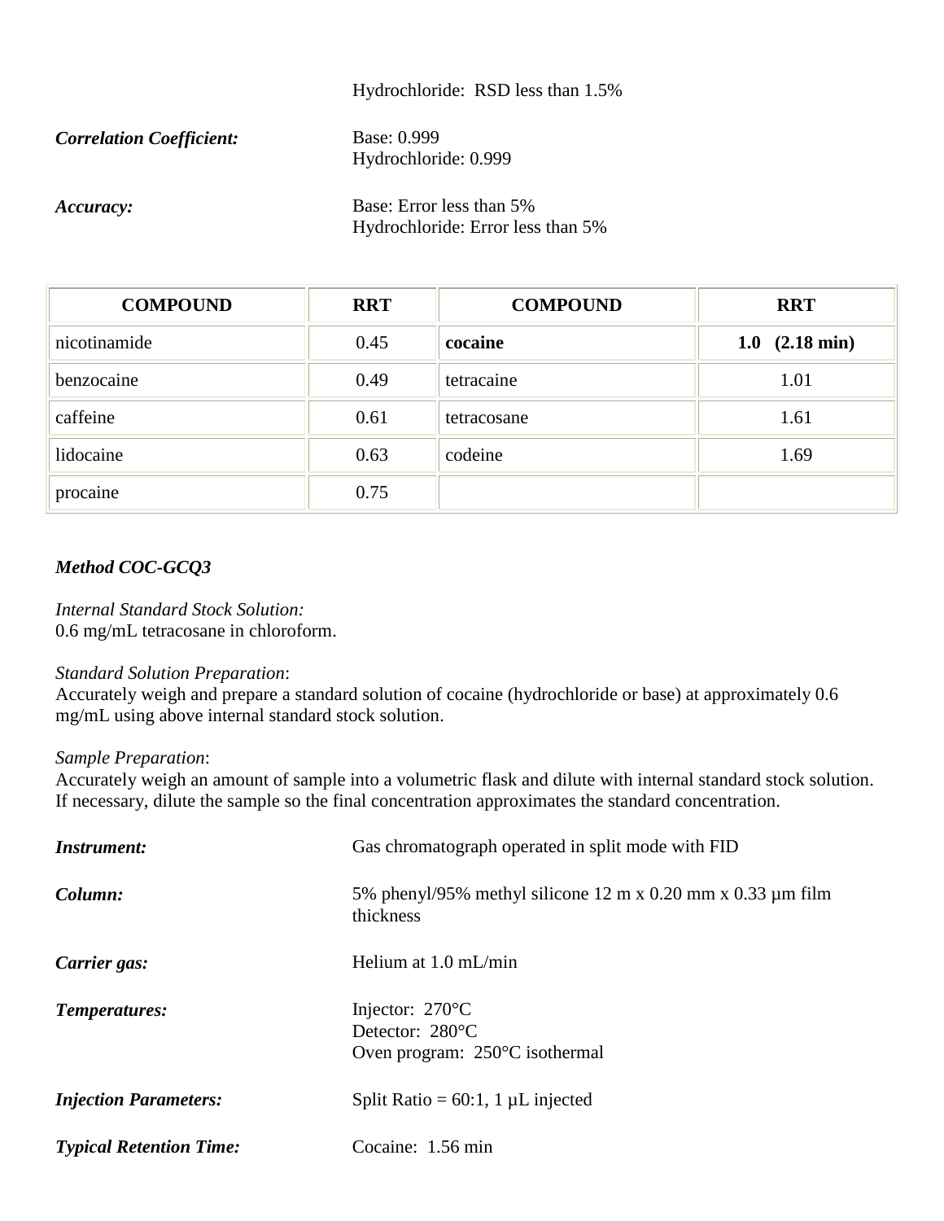|  | Hydrochloride: RSD less than 1.5% |
|---|---|
| ***Correlation Coefficient:*** | Base: 0.999<br>Hydrochloride: 0.999 |
| ***Accuracy:*** | Base: Error less than 5%<br>Hydrochloride: Error less than 5% |

| COMPOUND | RRT | COMPOUND | RRT |
|---|---|---|---|
| nicotinamide | 0.45 | **cocaine** | **1.0 (2.18 min)** |
| benzocaine | 0.49 | tetracaine | 1.01 |
| caffeine | 0.61 | tetracosane | 1.61 |
| lidocaine | 0.63 | codeine | 1.69 |
| procaine | 0.75 | | |

***Method COC-GCQ3***

*Internal Standard Stock Solution:*
0.6 mg/mL tetracosane in chloroform.

*Standard Solution Preparation*:
Accurately weigh and prepare a standard solution of cocaine (hydrochloride or base) at approximately 0.6 mg/mL using above internal standard stock solution.

*Sample Preparation*:
Accurately weigh an amount of sample into a volumetric flask and dilute with internal standard stock solution. If necessary, dilute the sample so the final concentration approximates the standard concentration.

| | |
|---|---|
| ***Instrument:*** | Gas chromatograph operated in split mode with FID |
| ***Column:*** | 5% phenyl/95% methyl silicone 12 m x 0.20 mm x 0.33 µm film thickness |
| ***Carrier gas:*** | Helium at 1.0 mL/min |
| ***Temperatures:*** | Injector: 270°C<br>Detector: 280°C<br>Oven program: 250°C isothermal |
| ***Injection Parameters:*** | Split Ratio = 60:1, 1 µL injected |
| ***Typical Retention Time:*** | Cocaine: 1.56 min |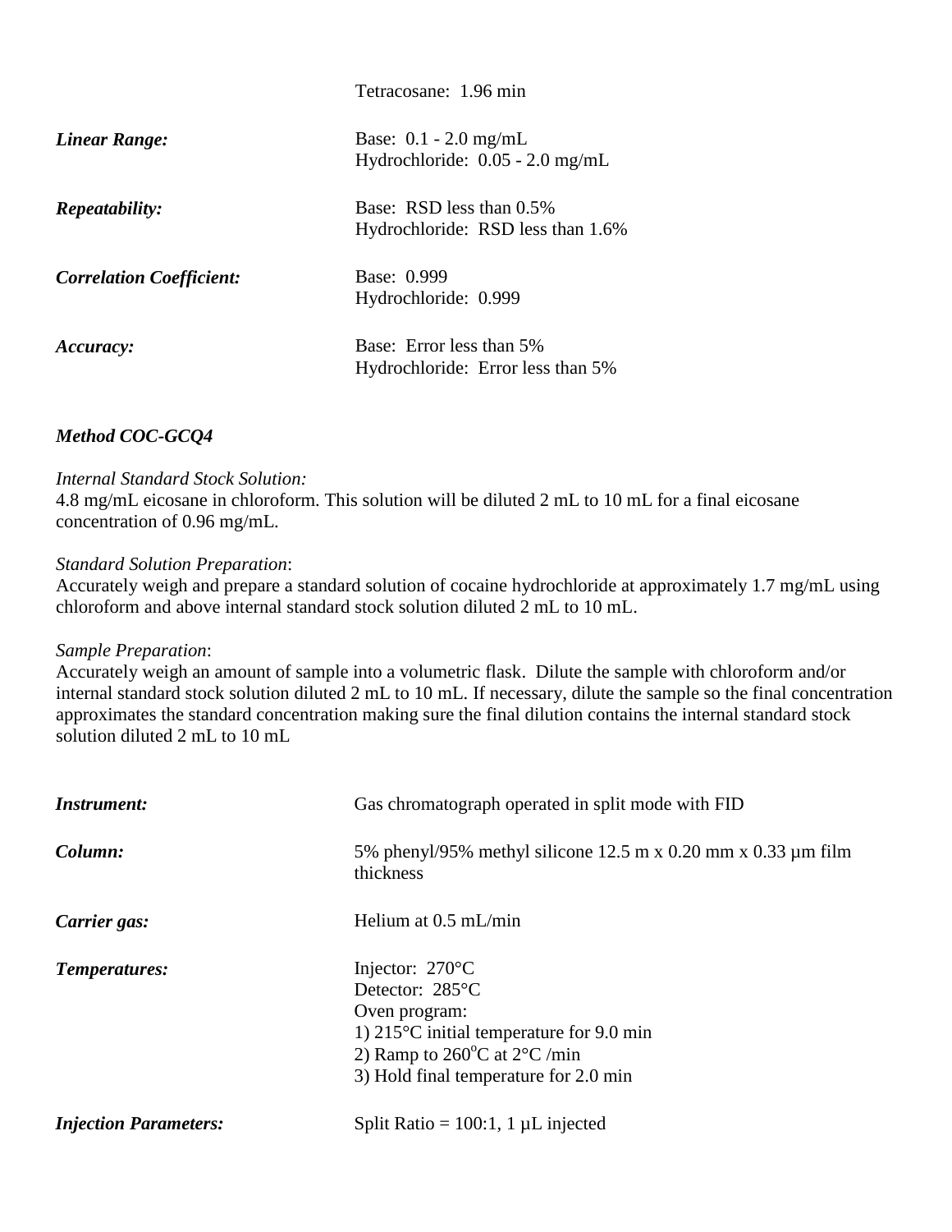Tetracosane: 1.96 min

| | |
|---|---|
| ***Linear Range:*** | Base: 0.1 - 2.0 mg/mL<br>Hydrochloride: 0.05 - 2.0 mg/mL |
| ***Repeatability:*** | Base: RSD less than 0.5%<br>Hydrochloride: RSD less than 1.6% |
| ***Correlation Coefficient:*** | Base: 0.999<br>Hydrochloride: 0.999 |
| ***Accuracy:*** | Base: Error less than 5%<br>Hydrochloride: Error less than 5% |

### *Method COC-GCQ4*

*Internal Standard Stock Solution:*
4.8 mg/mL eicosane in chloroform. This solution will be diluted 2 mL to 10 mL for a final eicosane concentration of 0.96 mg/mL.

*Standard Solution Preparation*:
Accurately weigh and prepare a standard solution of cocaine hydrochloride at approximately 1.7 mg/mL using chloroform and above internal standard stock solution diluted 2 mL to 10 mL.

*Sample Preparation*:
Accurately weigh an amount of sample into a volumetric flask. Dilute the sample with chloroform and/or internal standard stock solution diluted 2 mL to 10 mL. If necessary, dilute the sample so the final concentration approximates the standard concentration making sure the final dilution contains the internal standard stock solution diluted 2 mL to 10 mL

| | |
|---|---|
| ***Instrument:*** | Gas chromatograph operated in split mode with FID |
| ***Column:*** | 5% phenyl/95% methyl silicone 12.5 m x 0.20 mm x 0.33 µm film thickness |
| ***Carrier gas:*** | Helium at 0.5 mL/min |
| ***Temperatures:*** | Injector: 270°C<br>Detector: 285°C<br>Oven program:<br>1) 215°C initial temperature for 9.0 min<br>2) Ramp to 260°C at 2°C /min<br>3) Hold final temperature for 2.0 min |
| ***Injection Parameters:*** | Split Ratio = 100:1, 1 µL injected |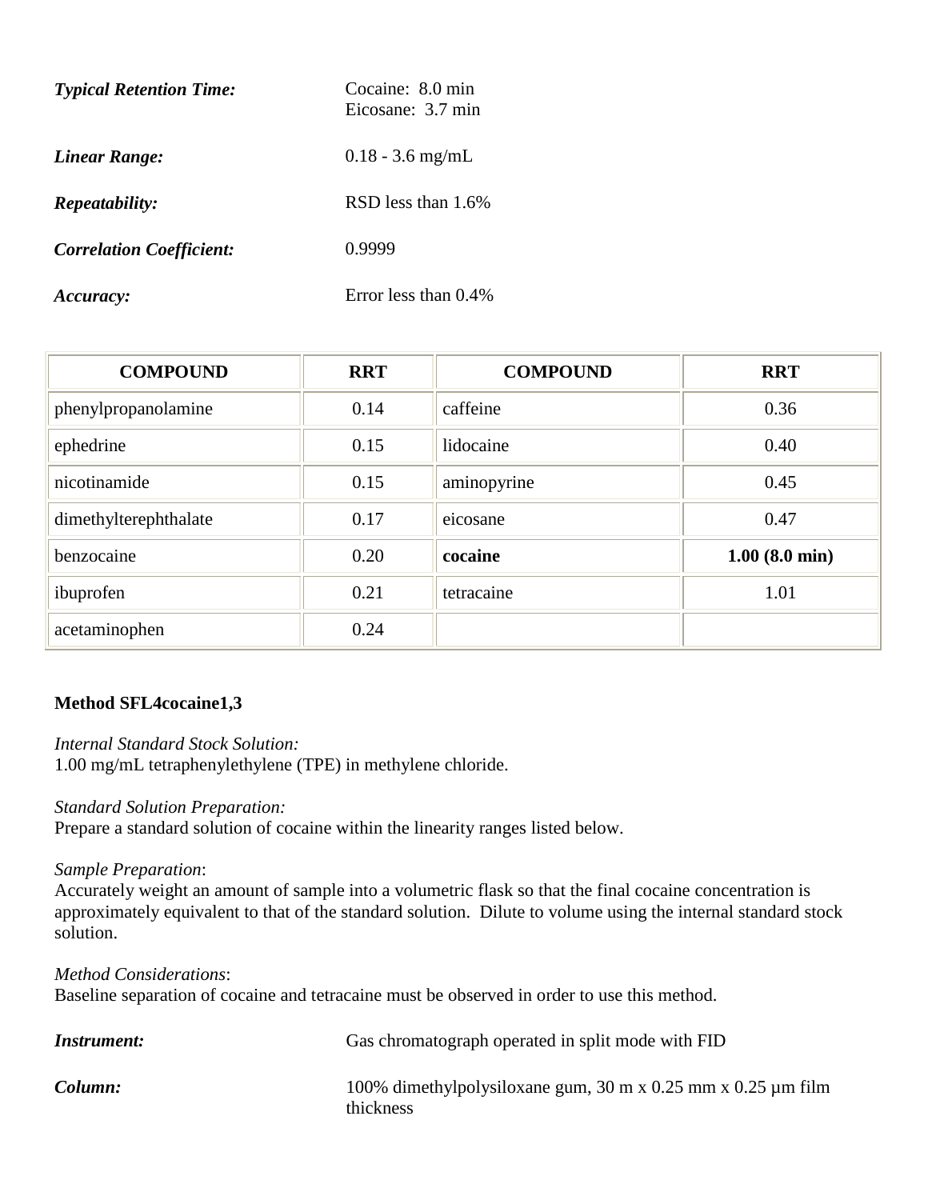***Typical Retention Time:*** Cocaine: 8.0 min
Eicosane: 3.7 min

***Linear Range:*** 0.18 - 3.6 mg/mL

***Repeatability:*** RSD less than 1.6%

***Correlation Coefficient:*** 0.9999

***Accuracy:*** Error less than 0.4%

| COMPOUND | RRT | COMPOUND | RRT |
|---|---|---|---|
| phenylpropanolamine | 0.14 | caffeine | 0.36 |
| ephedrine | 0.15 | lidocaine | 0.40 |
| nicotinamide | 0.15 | aminopyrine | 0.45 |
| dimethylterephthalate | 0.17 | eicosane | 0.47 |
| benzocaine | 0.20 | **cocaine** | **1.00 (8.0 min)** |
| ibuprofen | 0.21 | tetracaine | 1.01 |
| acetaminophen | 0.24 | | |

**Method SFL4cocaine1,3**

*Internal Standard Stock Solution:*
1.00 mg/mL tetraphenylethylene (TPE) in methylene chloride.

*Standard Solution Preparation:*
Prepare a standard solution of cocaine within the linearity ranges listed below.

*Sample Preparation*:
Accurately weight an amount of sample into a volumetric flask so that the final cocaine concentration is approximately equivalent to that of the standard solution. Dilute to volume using the internal standard stock solution.

*Method Considerations*:
Baseline separation of cocaine and tetracaine must be observed in order to use this method.

***Instrument:*** Gas chromatograph operated in split mode with FID

***Column:*** 100% dimethylpolysiloxane gum, 30 m x 0.25 mm x 0.25 µm film thickness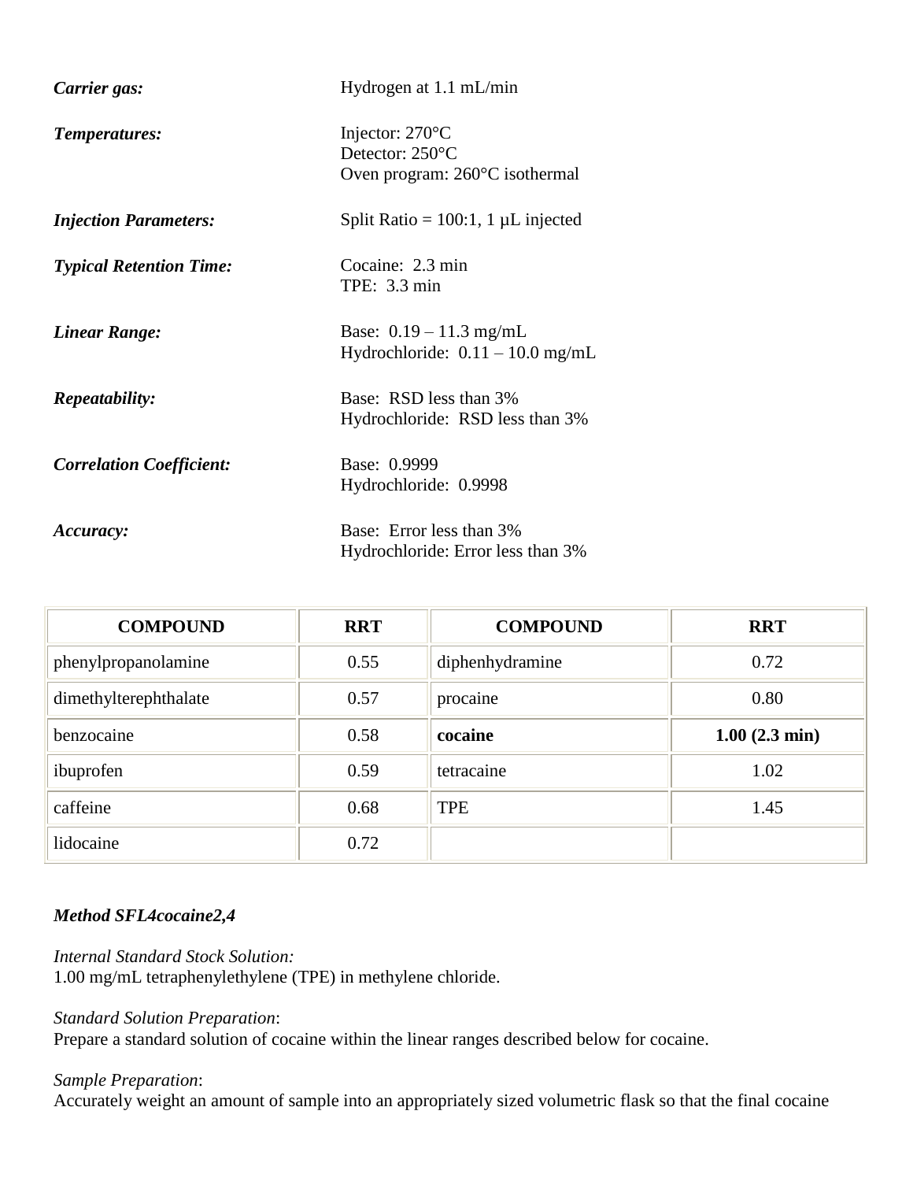***Carrier gas:*** Hydrogen at 1.1 mL/min

***Temperatures:*** Injector: 270°C
Detector: 250°C
Oven program: 260°C isothermal

***Injection Parameters:*** Split Ratio = 100:1, 1 µL injected

***Typical Retention Time:*** Cocaine: 2.3 min
TPE: 3.3 min

***Linear Range:*** Base: 0.19 – 11.3 mg/mL
Hydrochloride: 0.11 – 10.0 mg/mL

***Repeatability:*** Base: RSD less than 3%
Hydrochloride: RSD less than 3%

***Correlation Coefficient:*** Base: 0.9999
Hydrochloride: 0.9998

***Accuracy:*** Base: Error less than 3%
Hydrochloride: Error less than 3%

| COMPOUND | RRT | COMPOUND | RRT |
|---|---|---|---|
| phenylpropanolamine | 0.55 | diphenhydramine | 0.72 |
| dimethylterephthalate | 0.57 | procaine | 0.80 |
| benzocaine | 0.58 | **cocaine** | **1.00 (2.3 min)** |
| ibuprofen | 0.59 | tetracaine | 1.02 |
| caffeine | 0.68 | TPE | 1.45 |
| lidocaine | 0.72 | | |

***Method SFL4cocaine2,4***

*Internal Standard Stock Solution:*
1.00 mg/mL tetraphenylethylene (TPE) in methylene chloride.

*Standard Solution Preparation*:
Prepare a standard solution of cocaine within the linear ranges described below for cocaine.

*Sample Preparation*:
Accurately weight an amount of sample into an appropriately sized volumetric flask so that the final cocaine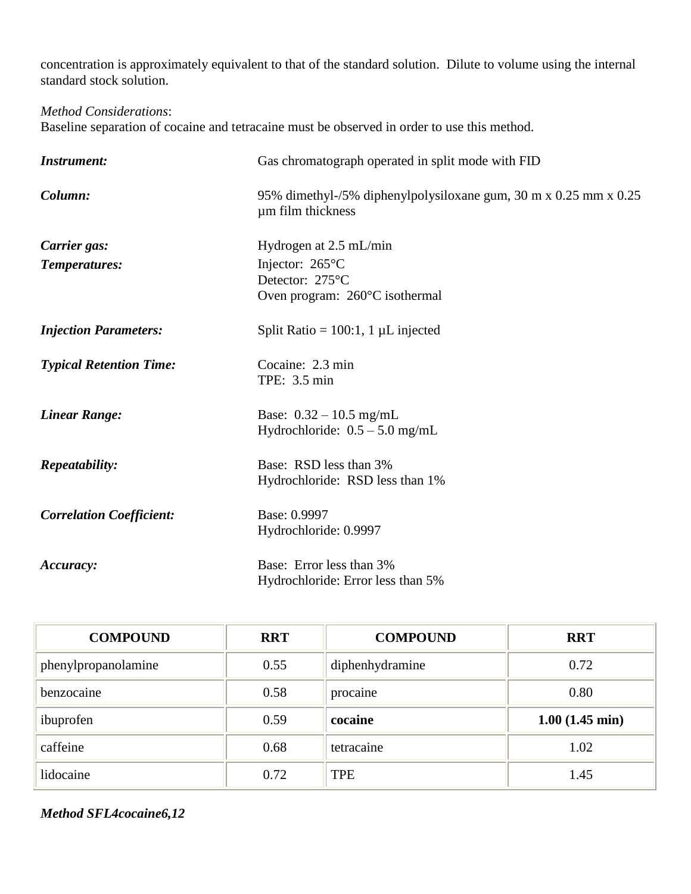concentration is approximately equivalent to that of the standard solution. Dilute to volume using the internal standard stock solution.

*Method Considerations*:
Baseline separation of cocaine and tetracaine must be observed in order to use this method.

| | |
|---|---|
| ***Instrument:*** | Gas chromatograph operated in split mode with FID |
| ***Column:*** | 95% dimethyl-/5% diphenylpolysiloxane gum, 30 m x 0.25 mm x 0.25 µm film thickness |
| ***Carrier gas:*** | Hydrogen at 2.5 mL/min |
| ***Temperatures:*** | Injector: 265°C<br>Detector: 275°C<br>Oven program: 260°C isothermal |
| ***Injection Parameters:*** | Split Ratio = 100:1, 1 µL injected |
| ***Typical Retention Time:*** | Cocaine: 2.3 min<br>TPE: 3.5 min |
| ***Linear Range:*** | Base: 0.32 – 10.5 mg/mL<br>Hydrochloride: 0.5 – 5.0 mg/mL |
| ***Repeatability:*** | Base: RSD less than 3%<br>Hydrochloride: RSD less than 1% |
| ***Correlation Coefficient:*** | Base: 0.9997<br>Hydrochloride: 0.9997 |
| ***Accuracy:*** | Base: Error less than 3%<br>Hydrochloride: Error less than 5% |

| COMPOUND | RRT | COMPOUND | RRT |
|---|---|---|---|
| phenylpropanolamine | 0.55 | diphenhydramine | 0.72 |
| benzocaine | 0.58 | procaine | 0.80 |
| ibuprofen | 0.59 | **cocaine** | **1.00 (1.45 min)** |
| caffeine | 0.68 | tetracaine | 1.02 |
| lidocaine | 0.72 | TPE | 1.45 |

***Method SFL4cocaine6,12***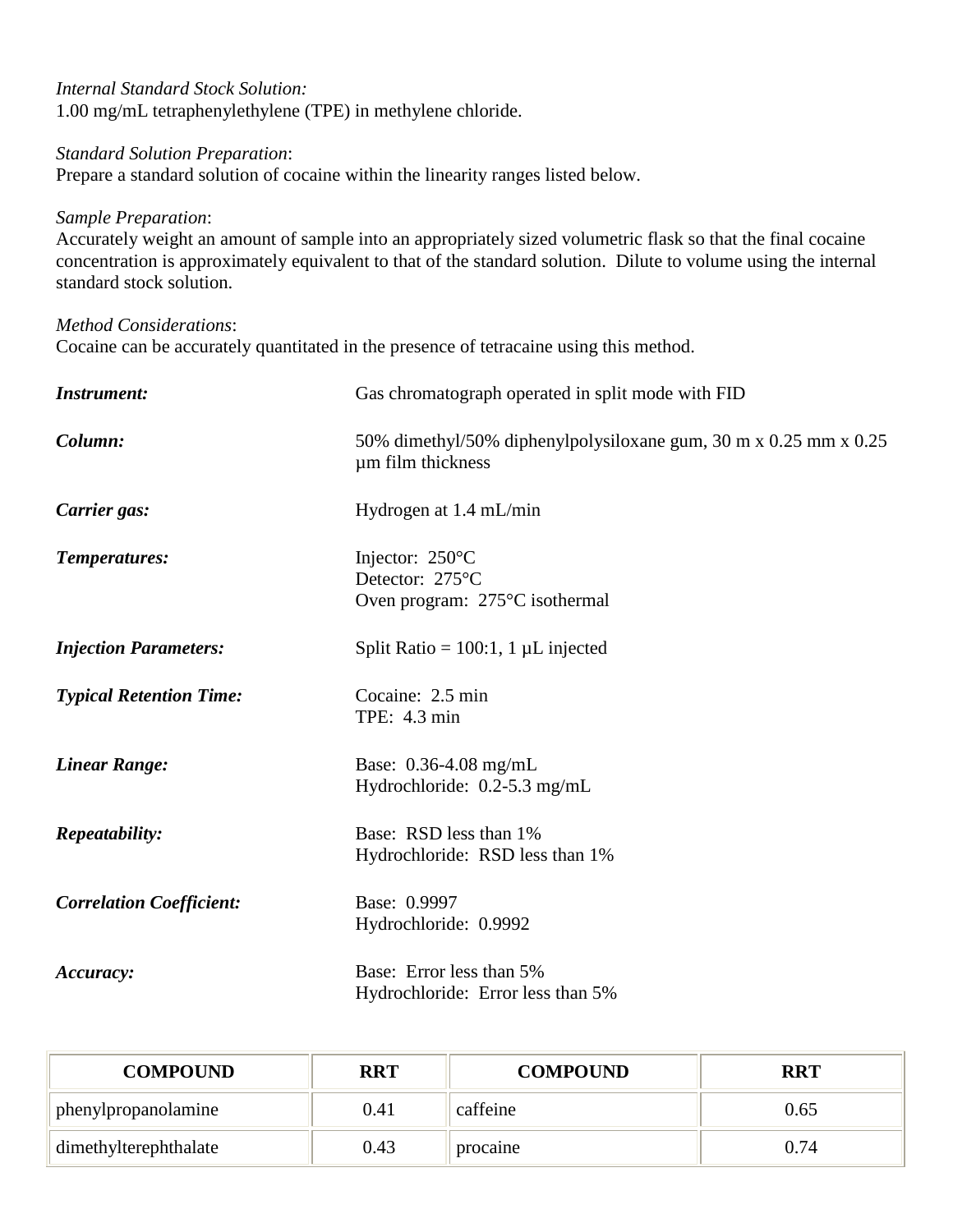*Internal Standard Stock Solution:*
1.00 mg/mL tetraphenylethylene (TPE) in methylene chloride.

*Standard Solution Preparation*:
Prepare a standard solution of cocaine within the linearity ranges listed below.

*Sample Preparation*:
Accurately weight an amount of sample into an appropriately sized volumetric flask so that the final cocaine concentration is approximately equivalent to that of the standard solution. Dilute to volume using the internal standard stock solution.

*Method Considerations*:
Cocaine can be accurately quantitated in the presence of tetracaine using this method.

| | |
|---|---|
| ***Instrument:*** | Gas chromatograph operated in split mode with FID |
| ***Column:*** | 50% dimethyl/50% diphenylpolysiloxane gum, 30 m x 0.25 mm x 0.25 µm film thickness |
| ***Carrier gas:*** | Hydrogen at 1.4 mL/min |
| ***Temperatures:*** | Injector: 250°C<br>Detector: 275°C<br>Oven program: 275°C isothermal |
| ***Injection Parameters:*** | Split Ratio = 100:1, 1 µL injected |
| ***Typical Retention Time:*** | Cocaine: 2.5 min<br>TPE: 4.3 min |
| ***Linear Range:*** | Base: 0.36-4.08 mg/mL<br>Hydrochloride: 0.2-5.3 mg/mL |
| ***Repeatability:*** | Base: RSD less than 1%<br>Hydrochloride: RSD less than 1% |
| ***Correlation Coefficient:*** | Base: 0.9997<br>Hydrochloride: 0.9992 |
| ***Accuracy:*** | Base: Error less than 5%<br>Hydrochloride: Error less than 5% |

| COMPOUND | RRT | COMPOUND | RRT |
|---|---|---|---|
| phenylpropanolamine | 0.41 | caffeine | 0.65 |
| dimethylterephthalate | 0.43 | procaine | 0.74 |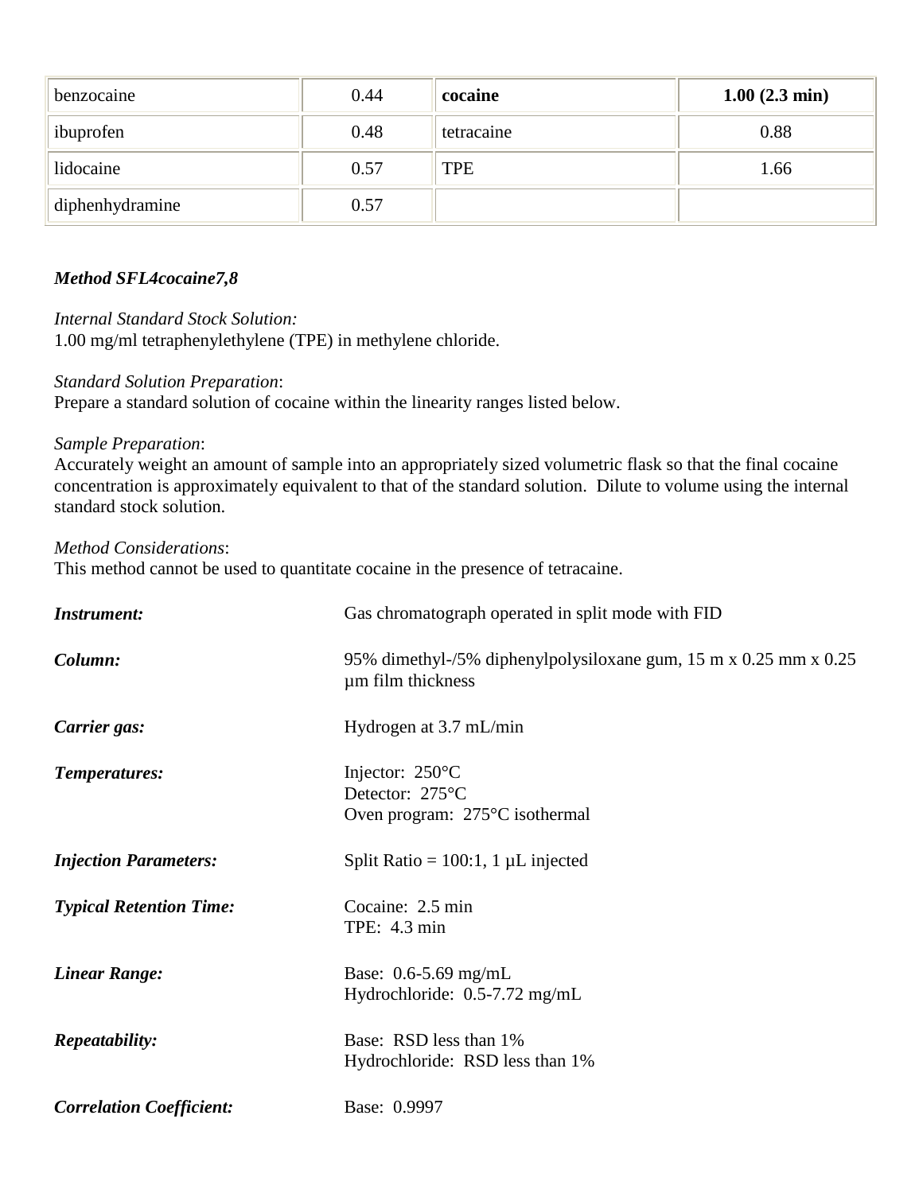| benzocaine | 0.44 | **cocaine** | **1.00 (2.3 min)** |
|---|---|---|---|
| ibuprofen | 0.48 | tetracaine | 0.88 |
| lidocaine | 0.57 | TPE | 1.66 |
| diphenhydramine | 0.57 | | |

***Method SFL4cocaine7,8***

*Internal Standard Stock Solution:*
1.00 mg/ml tetraphenylethylene (TPE) in methylene chloride.

*Standard Solution Preparation*:
Prepare a standard solution of cocaine within the linearity ranges listed below.

*Sample Preparation*:
Accurately weight an amount of sample into an appropriately sized volumetric flask so that the final cocaine concentration is approximately equivalent to that of the standard solution. Dilute to volume using the internal standard stock solution.

*Method Considerations*:
This method cannot be used to quantitate cocaine in the presence of tetracaine.

| | |
|---|---|
| ***Instrument:*** | Gas chromatograph operated in split mode with FID |
| ***Column:*** | 95% dimethyl-/5% diphenylpolysiloxane gum, 15 m x 0.25 mm x 0.25 µm film thickness |
| ***Carrier gas:*** | Hydrogen at 3.7 mL/min |
| ***Temperatures:*** | Injector: 250°C<br>Detector: 275°C<br>Oven program: 275°C isothermal |
| ***Injection Parameters:*** | Split Ratio = 100:1, 1 µL injected |
| ***Typical Retention Time:*** | Cocaine: 2.5 min<br>TPE: 4.3 min |
| ***Linear Range:*** | Base: 0.6-5.69 mg/mL<br>Hydrochloride: 0.5-7.72 mg/mL |
| ***Repeatability:*** | Base: RSD less than 1%<br>Hydrochloride: RSD less than 1% |
| ***Correlation Coefficient:*** | Base: 0.9997 |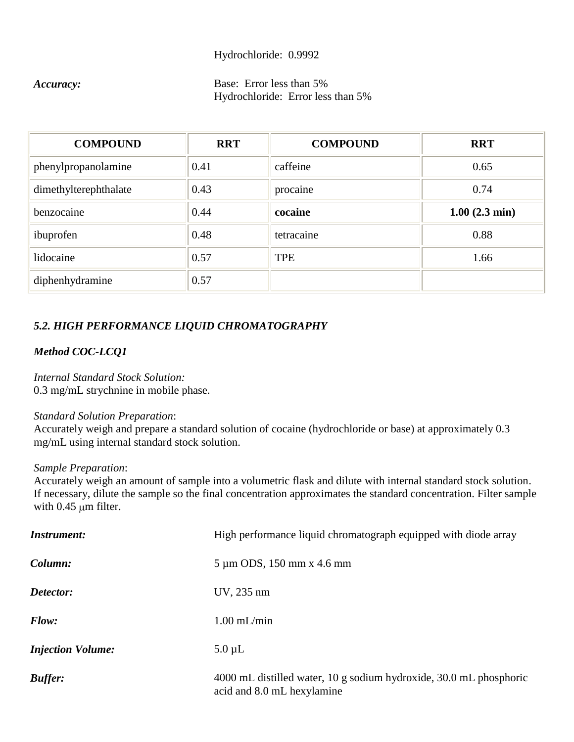Hydrochloride: 0.9992

***Accuracy:*** Base: Error less than 5%
Hydrochloride: Error less than 5%

| COMPOUND | RRT | COMPOUND | RRT |
|---|---|---|---|
| phenylpropanolamine | 0.41 | caffeine | 0.65 |
| dimethylterephthalate | 0.43 | procaine | 0.74 |
| benzocaine | 0.44 | **cocaine** | **1.00 (2.3 min)** |
| ibuprofen | 0.48 | tetracaine | 0.88 |
| lidocaine | 0.57 | TPE | 1.66 |
| diphenhydramine | 0.57 | | |

### *5.2. HIGH PERFORMANCE LIQUID CHROMATOGRAPHY*

***Method COC-LCQ1***

*Internal Standard Stock Solution:*
0.3 mg/mL strychnine in mobile phase.

*Standard Solution Preparation*:
Accurately weigh and prepare a standard solution of cocaine (hydrochloride or base) at approximately 0.3 mg/mL using internal standard stock solution.

*Sample Preparation*:
Accurately weigh an amount of sample into a volumetric flask and dilute with internal standard stock solution. If necessary, dilute the sample so the final concentration approximates the standard concentration. Filter sample with 0.45 μm filter.

***Instrument:*** High performance liquid chromatograph equipped with diode array

***Column:*** 5 μm ODS, 150 mm x 4.6 mm

***Detector:*** UV, 235 nm

***Flow:*** 1.00 mL/min

***Injection Volume:*** 5.0 μL

***Buffer:*** 4000 mL distilled water, 10 g sodium hydroxide, 30.0 mL phosphoric acid and 8.0 mL hexylamine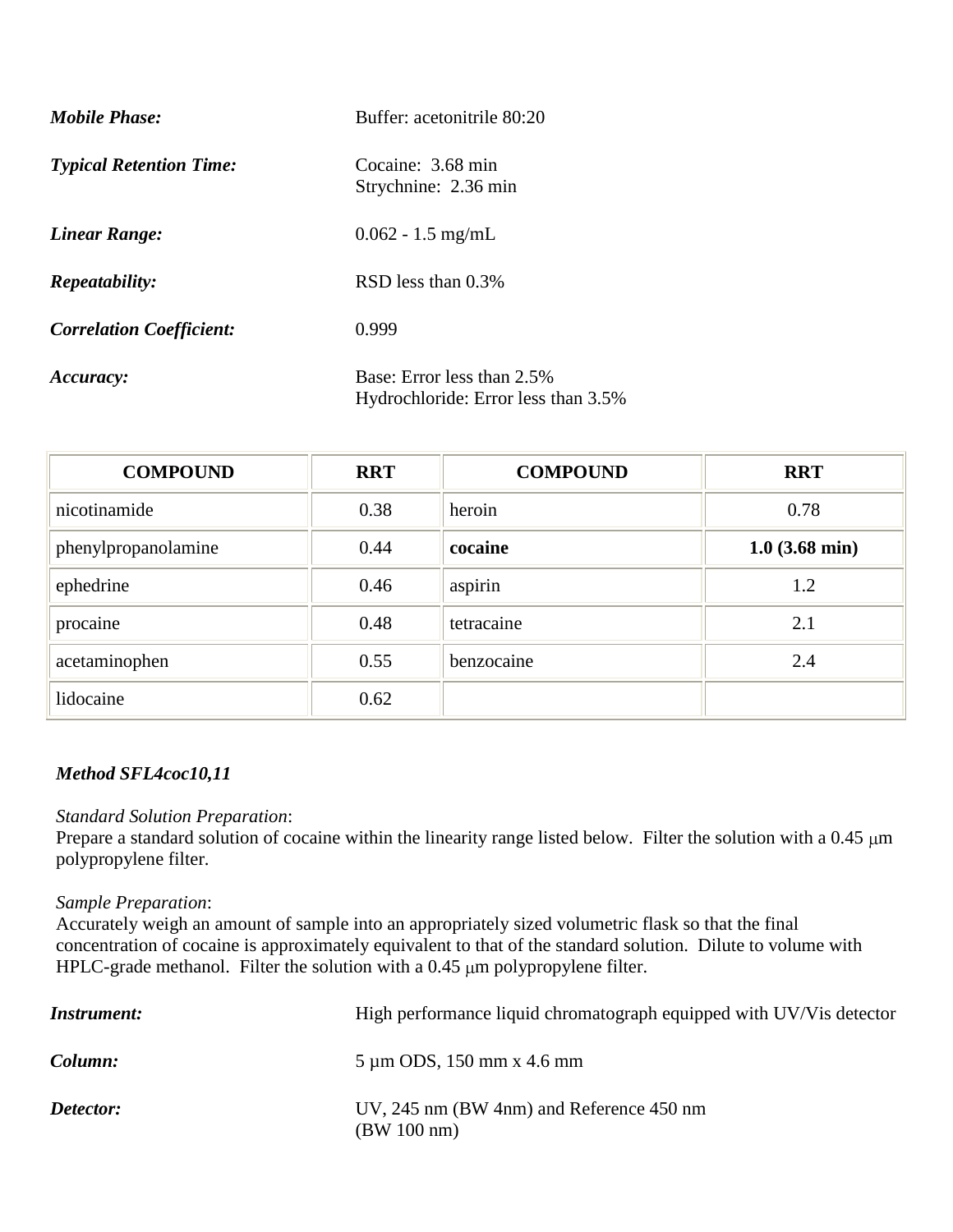| | |
|---|---|
| ***Mobile Phase:*** | Buffer: acetonitrile 80:20 |
| ***Typical Retention Time:*** | Cocaine: 3.68 min<br>Strychnine: 2.36 min |
| ***Linear Range:*** | 0.062 - 1.5 mg/mL |
| ***Repeatability:*** | RSD less than 0.3% |
| ***Correlation Coefficient:*** | 0.999 |
| ***Accuracy:*** | Base: Error less than 2.5%<br>Hydrochloride: Error less than 3.5% |

| COMPOUND | RRT | COMPOUND | RRT |
|---|---|---|---|
| nicotinamide | 0.38 | heroin | 0.78 |
| phenylpropanolamine | 0.44 | **cocaine** | **1.0 (3.68 min)** |
| ephedrine | 0.46 | aspirin | 1.2 |
| procaine | 0.48 | tetracaine | 2.1 |
| acetaminophen | 0.55 | benzocaine | 2.4 |
| lidocaine | 0.62 | | |

***Method SFL4coc10,11***

*Standard Solution Preparation*:
Prepare a standard solution of cocaine within the linearity range listed below. Filter the solution with a 0.45 μm polypropylene filter.

*Sample Preparation*:
Accurately weigh an amount of sample into an appropriately sized volumetric flask so that the final concentration of cocaine is approximately equivalent to that of the standard solution. Dilute to volume with HPLC-grade methanol. Filter the solution with a 0.45 μm polypropylene filter.

| | |
|---|---|
| ***Instrument:*** | High performance liquid chromatograph equipped with UV/Vis detector |
| ***Column:*** | 5 µm ODS, 150 mm x 4.6 mm |
| ***Detector:*** | UV, 245 nm (BW 4nm) and Reference 450 nm (BW 100 nm) |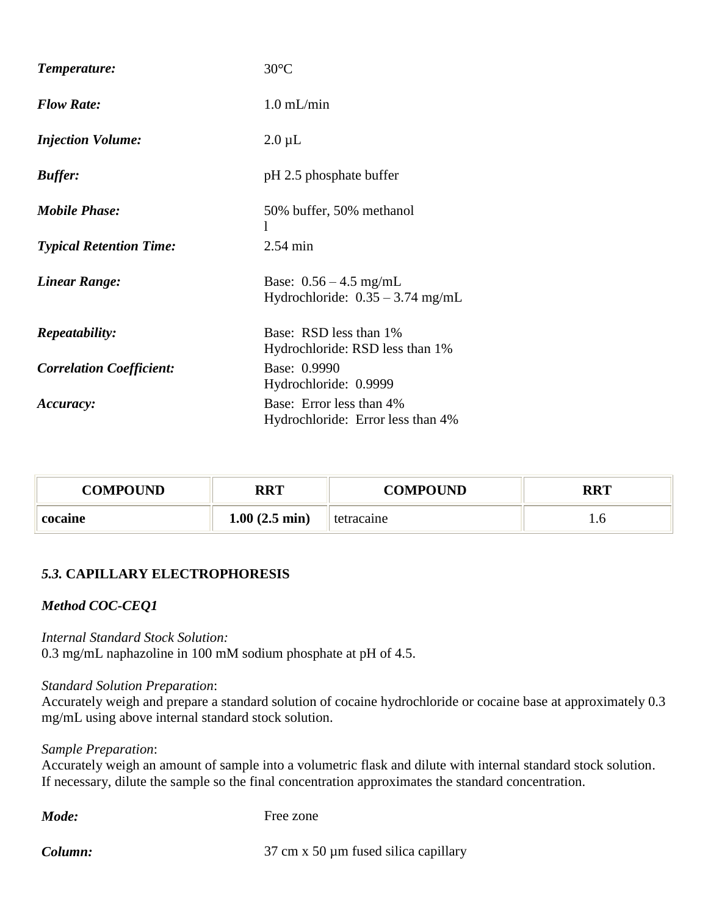***Temperature:*** 30°C

***Flow Rate:*** 1.0 mL/min

***Injection Volume:*** 2.0 µL

***Buffer:*** pH 2.5 phosphate buffer

***Mobile Phase:*** 50% buffer, 50% methanol
l

***Typical Retention Time:*** 2.54 min

***Linear Range:*** Base: 0.56 – 4.5 mg/mL
Hydrochloride: 0.35 – 3.74 mg/mL

***Repeatability:*** Base: RSD less than 1%
Hydrochloride: RSD less than 1%

***Correlation Coefficient:*** Base: 0.9990
Hydrochloride: 0.9999

***Accuracy:*** Base: Error less than 4%
Hydrochloride: Error less than 4%

| COMPOUND | RRT | COMPOUND | RRT |
|---|---|---|---|
| **cocaine** | **1.00 (2.5 min)** | tetracaine | 1.6 |

### *5.3.* CAPILLARY ELECTROPHORESIS

***Method COC-CEQ1***

*Internal Standard Stock Solution:*
0.3 mg/mL naphazoline in 100 mM sodium phosphate at pH of 4.5.

*Standard Solution Preparation*:
Accurately weigh and prepare a standard solution of cocaine hydrochloride or cocaine base at approximately 0.3 mg/mL using above internal standard stock solution.

*Sample Preparation*:
Accurately weigh an amount of sample into a volumetric flask and dilute with internal standard stock solution. If necessary, dilute the sample so the final concentration approximates the standard concentration.

***Mode:*** Free zone

***Column:*** 37 cm x 50 µm fused silica capillary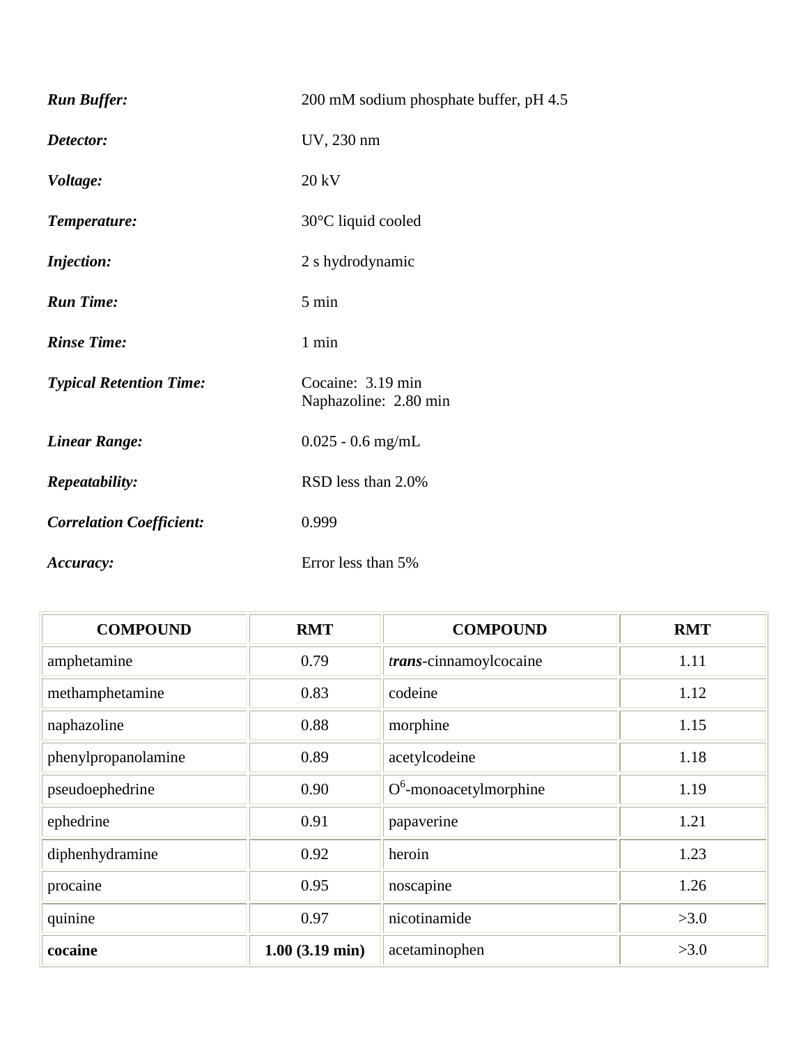***Run Buffer:*** 200 mM sodium phosphate buffer, pH 4.5

***Detector:*** UV, 230 nm

***Voltage:*** 20 kV

***Temperature:*** 30°C liquid cooled

***Injection:*** 2 s hydrodynamic

***Run Time:*** 5 min

***Rinse Time:*** 1 min

***Typical Retention Time:*** Cocaine: 3.19 min
Naphazoline: 2.80 min

***Linear Range:*** 0.025 - 0.6 mg/mL

***Repeatability:*** RSD less than 2.0%

***Correlation Coefficient:*** 0.999

***Accuracy:*** Error less than 5%

| COMPOUND | RMT | COMPOUND | RMT |
|---|---|---|---|
| amphetamine | 0.79 | ***trans***-cinnamoylcocaine | 1.11 |
| methamphetamine | 0.83 | codeine | 1.12 |
| naphazoline | 0.88 | morphine | 1.15 |
| phenylpropanolamine | 0.89 | acetylcodeine | 1.18 |
| pseudoephedrine | 0.90 | $O^6$-monoacetylmorphine | 1.19 |
| ephedrine | 0.91 | papaverine | 1.21 |
| diphenhydramine | 0.92 | heroin | 1.23 |
| procaine | 0.95 | noscapine | 1.26 |
| quinine | 0.97 | nicotinamide | >3.0 |
| **cocaine** | **1.00 (3.19 min)** | acetaminophen | >3.0 |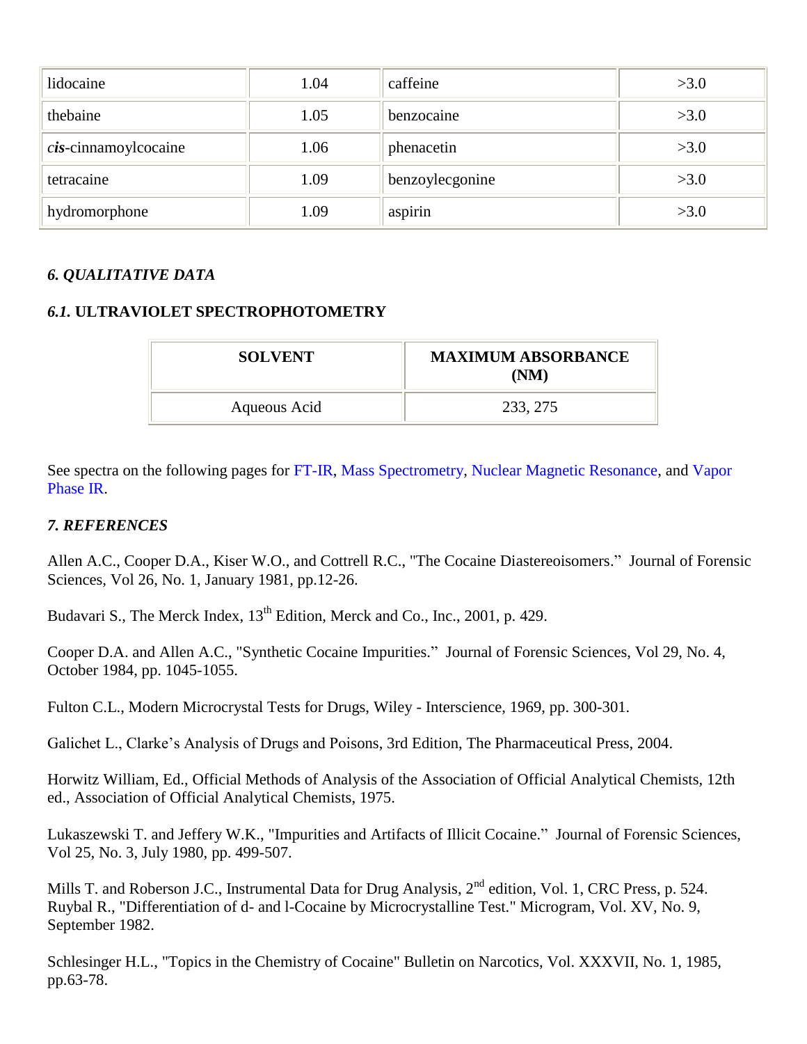| lidocaine | 1.04 | caffeine | >3.0 |
|---|---|---|---|
| thebaine | 1.05 | benzocaine | >3.0 |
| *cis*-cinnamoylcocaine | 1.06 | phenacetin | >3.0 |
| tetracaine | 1.09 | benzoylecgonine | >3.0 |
| hydromorphone | 1.09 | aspirin | >3.0 |

### *6. QUALITATIVE DATA*

### *6.1.* ULTRAVIOLET SPECTROPHOTOMETRY

| SOLVENT | MAXIMUM ABSORBANCE (NM) |
|---|---|
| Aqueous Acid | 233, 275 |

See spectra on the following pages for FT-IR, Mass Spectrometry, Nuclear Magnetic Resonance, and Vapor Phase IR.

### *7. REFERENCES*

Allen A.C., Cooper D.A., Kiser W.O., and Cottrell R.C., "The Cocaine Diastereoisomers." Journal of Forensic Sciences, Vol 26, No. 1, January 1981, pp.12-26.

Budavari S., The Merck Index, 13th Edition, Merck and Co., Inc., 2001, p. 429.

Cooper D.A. and Allen A.C., "Synthetic Cocaine Impurities." Journal of Forensic Sciences, Vol 29, No. 4, October 1984, pp. 1045-1055.

Fulton C.L., Modern Microcrystal Tests for Drugs, Wiley - Interscience, 1969, pp. 300-301.

Galichet L., Clarke's Analysis of Drugs and Poisons, 3rd Edition, The Pharmaceutical Press, 2004.

Horwitz William, Ed., Official Methods of Analysis of the Association of Official Analytical Chemists, 12th ed., Association of Official Analytical Chemists, 1975.

Lukaszewski T. and Jeffery W.K., "Impurities and Artifacts of Illicit Cocaine." Journal of Forensic Sciences, Vol 25, No. 3, July 1980, pp. 499-507.

Mills T. and Roberson J.C., Instrumental Data for Drug Analysis, 2nd edition, Vol. 1, CRC Press, p. 524.
Ruybal R., "Differentiation of d- and l-Cocaine by Microcrystalline Test." Microgram, Vol. XV, No. 9, September 1982.

Schlesinger H.L., "Topics in the Chemistry of Cocaine" Bulletin on Narcotics, Vol. XXXVII, No. 1, 1985, pp.63-78.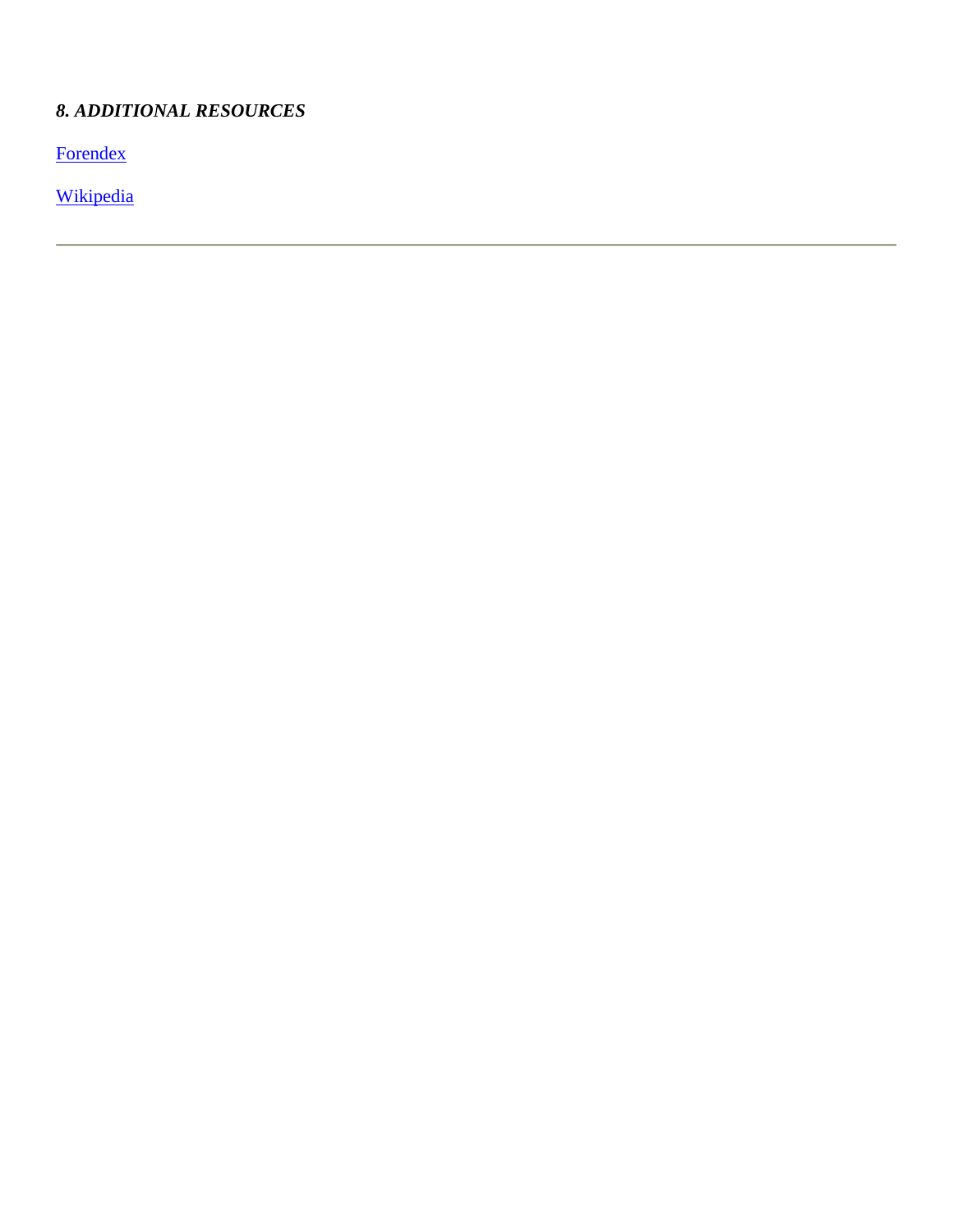### *8. ADDITIONAL RESOURCES*

Forendex

Wikipedia

---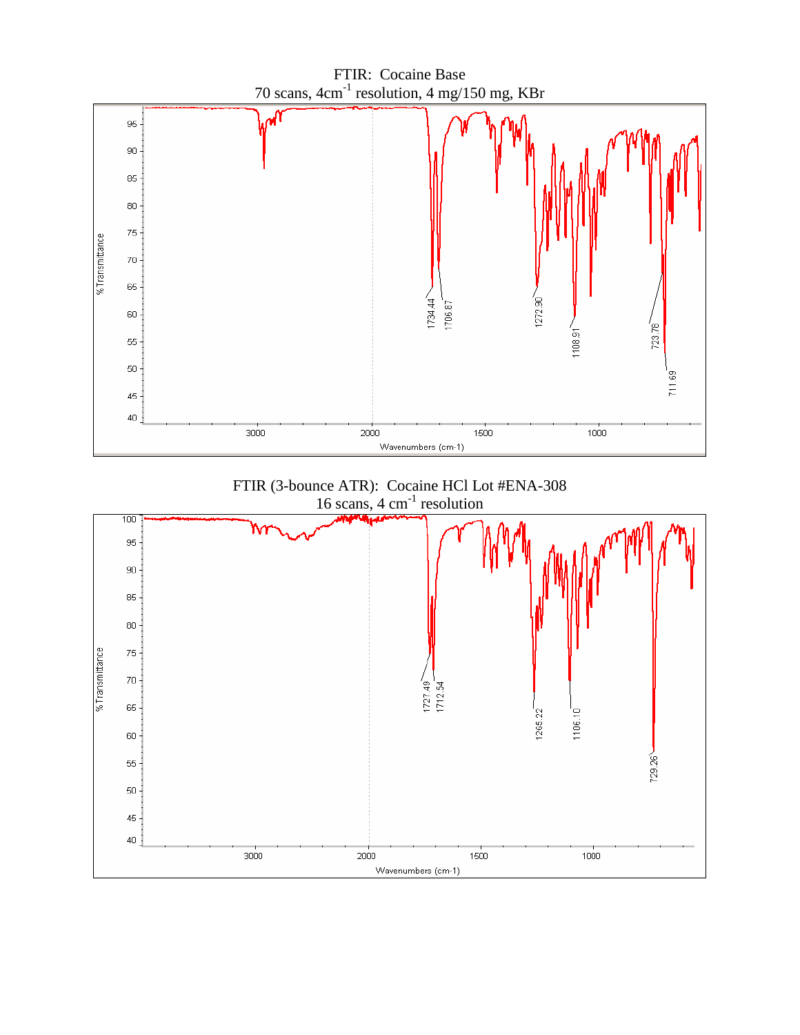FTIR: Cocaine Base
70 scans, 4cm$^{-1}$ resolution, 4 mg/150 mg, KBr

%Transmittance

Wavenumbers (cm-1)

1734.44, 1706.87, 1272.90, 1108.91, 723.78, 711.69

FTIR (3-bounce ATR): Cocaine HCl Lot #ENA-308
16 scans, 4 cm$^{-1}$ resolution

%Transmittance

Wavenumbers (cm-1)

1727.49, 1712.54, 1265.22, 1106.10, 729.26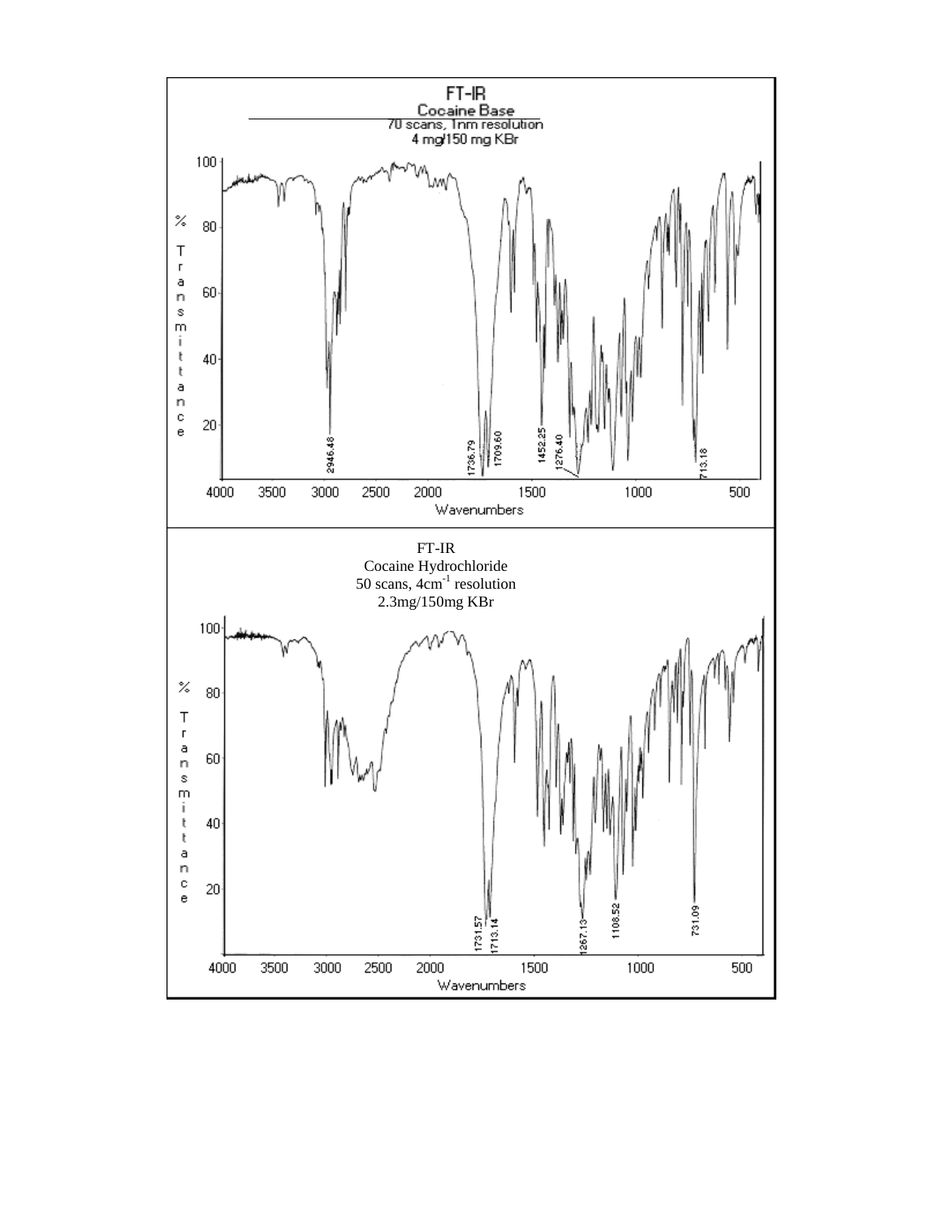FT-IR
Cocaine Base
70 scans, 1nm resolution
4 mg/150 mg KBr

% Transmittance

2946.48, 1736.79, 1709.60, 1452.25, 1276.40, 713.18

Wavenumbers

FT-IR
Cocaine Hydrochloride
50 scans, 4cm$^{-1}$ resolution
2.3mg/150mg KBr

% Transmittance

1731.57, 1713.14, 1267.13, 1108.52, 731.09

Wavenumbers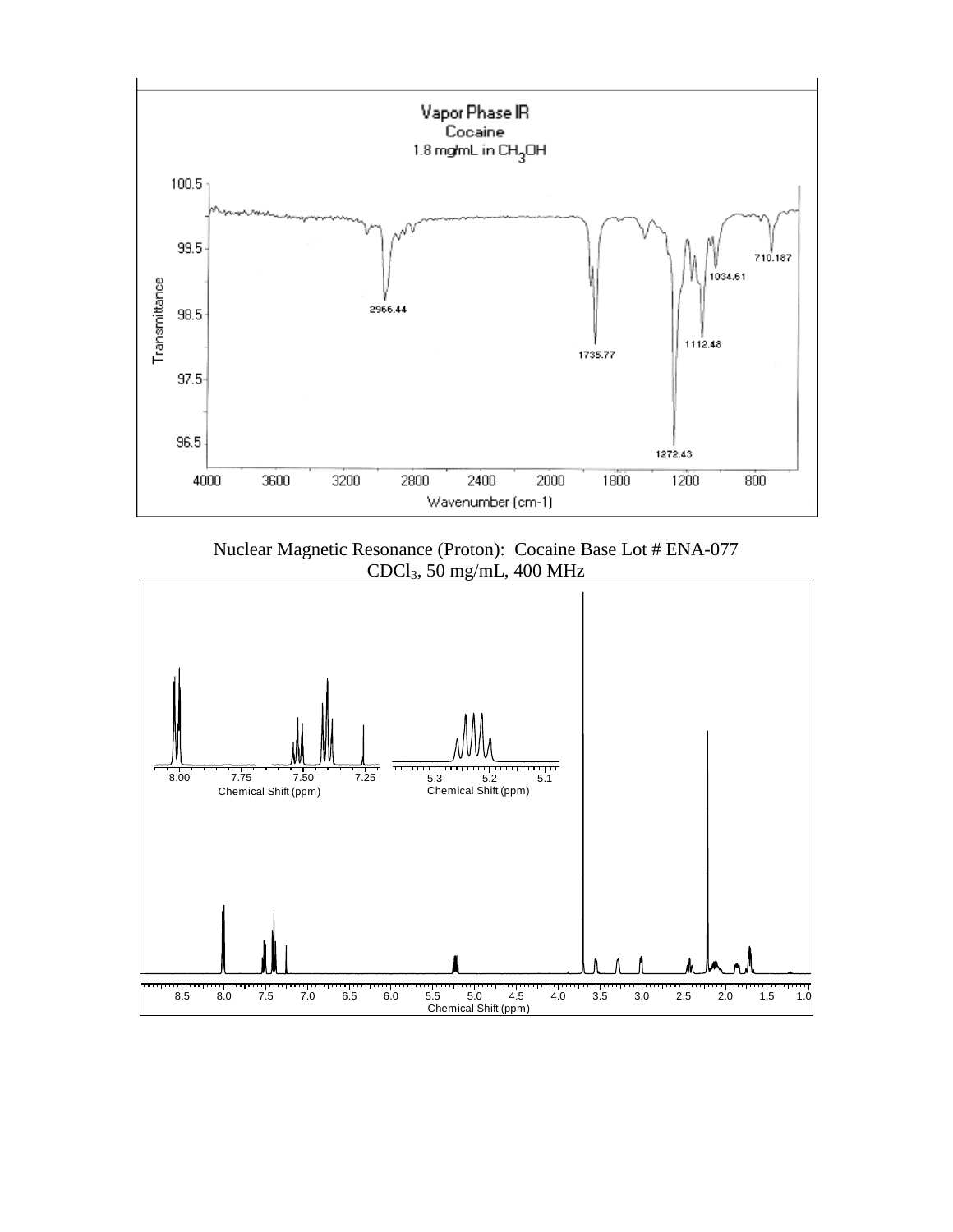Vapor Phase IR
Cocaine
1.8 mg/mL in $CH_3OH$

Nuclear Magnetic Resonance (Proton): Cocaine Base Lot # ENA-077
$CDCl_3$, 50 mg/mL, 400 MHz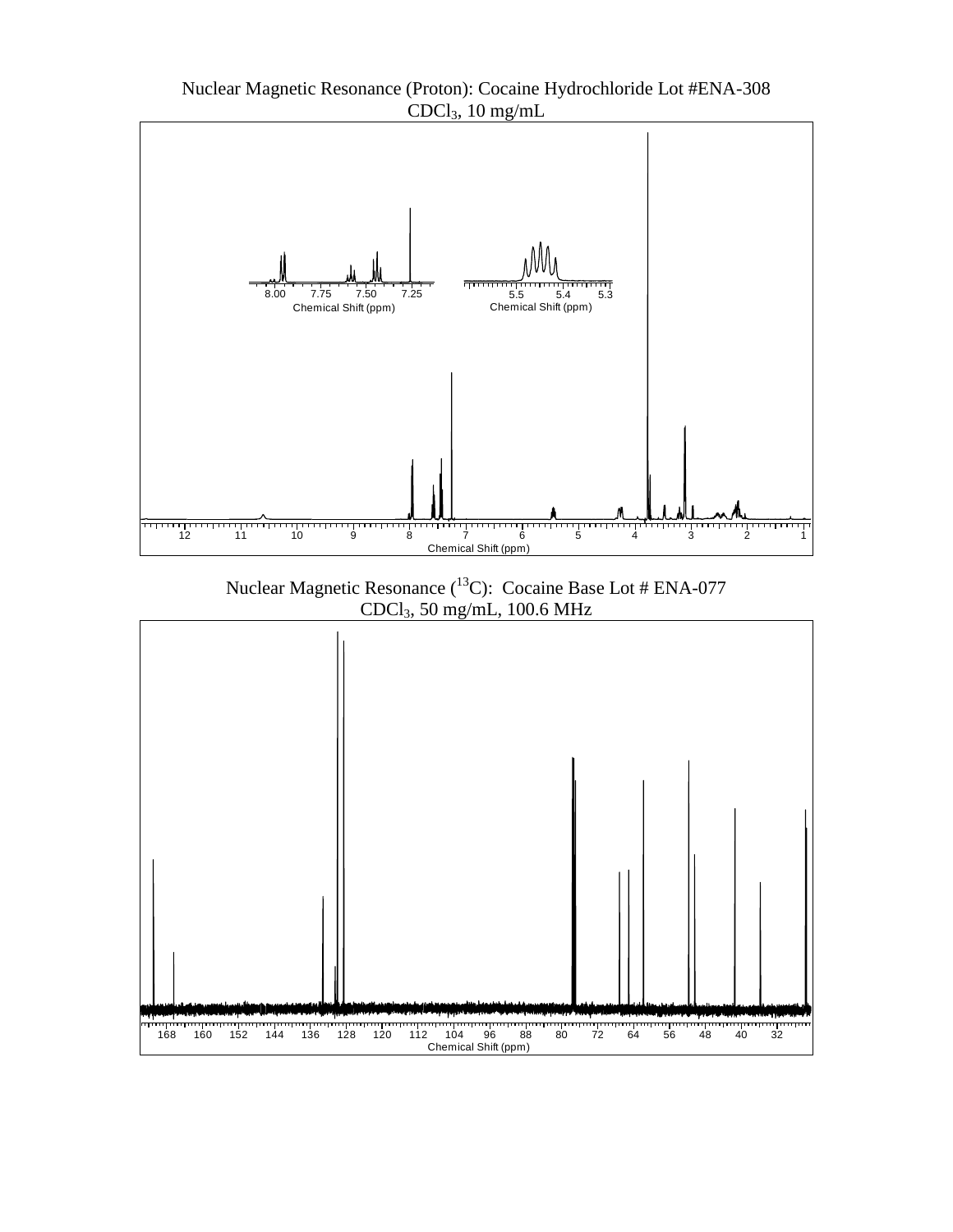Nuclear Magnetic Resonance (Proton): Cocaine Hydrochloride Lot #ENA-308
$CDCl_3$, 10 mg/mL

Nuclear Magnetic Resonance ($^{13}C$): Cocaine Base Lot # ENA-077
$CDCl_3$, 50 mg/mL, 100.6 MHz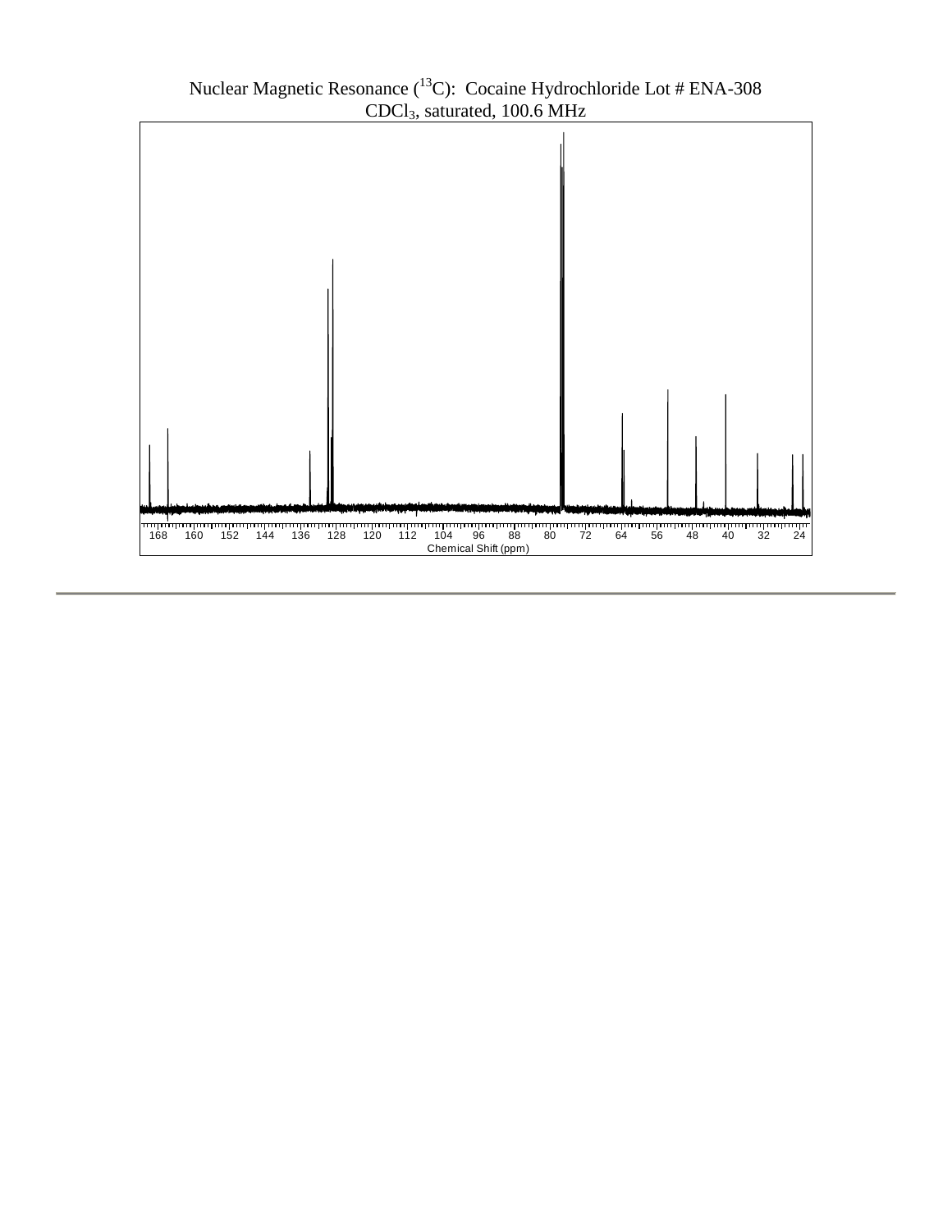Nuclear Magnetic Resonance ($^{13}C$): Cocaine Hydrochloride Lot # ENA-308

$CDCl_3$, saturated, 100.6 MHz

168
160
152
144
136
128
120
112
104
96
88
80
72
64
56
48
40
32
24

Chemical Shift (ppm)